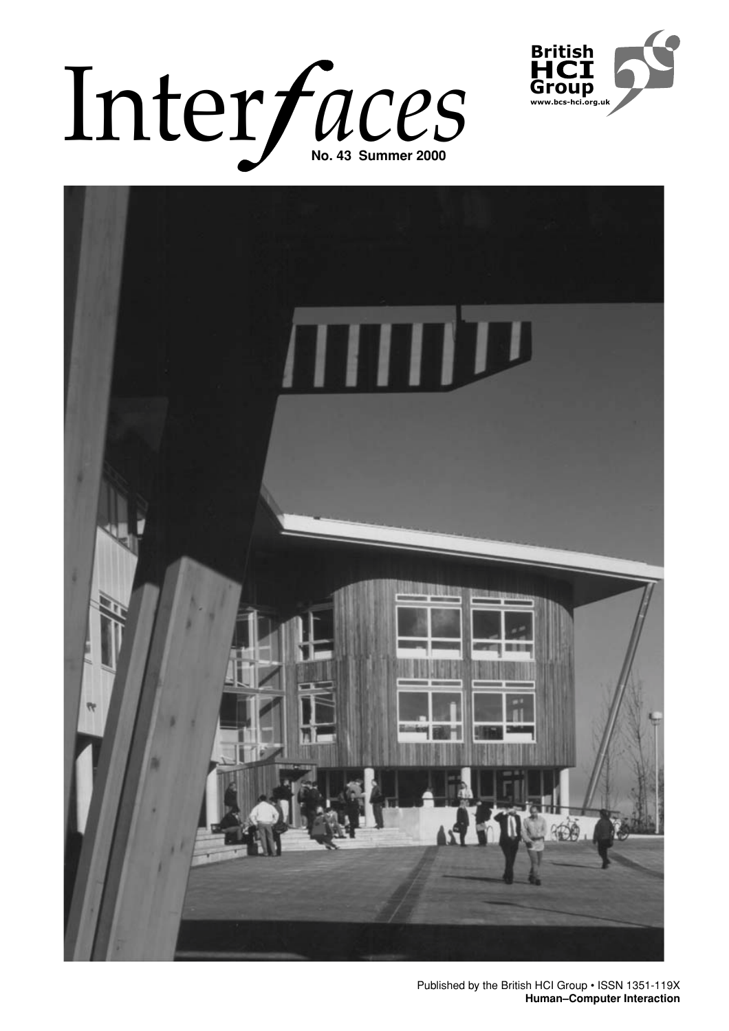# Interfaces

**No. 43 Summer 2000**

**British HCI Group**
www.bcs-hci.org.uk

Published by the British HCI Group • ISSN 1351-119X
**Human–Computer Interaction**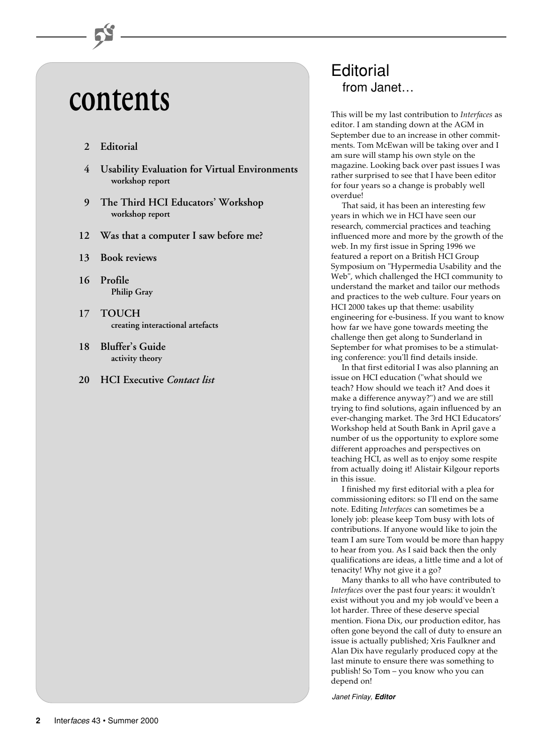# contents

- 2 **Editorial**
- 4 **Usability Evaluation for Virtual Environments** workshop report
- 9 **The Third HCI Educators' Workshop** workshop report
- 12 **Was that a computer I saw before me?**
- 13 **Book reviews**
- 16 **Profile** Philip Gray
- 17 **TOUCH** creating interactional artefacts
- 18 **Bluffer's Guide** activity theory
- 20 **HCI Executive** *Contact list*

## Editorial

### from Janet…

This will be my last contribution to *Interfaces* as editor. I am standing down at the AGM in September due to an increase in other commitments. Tom McEwan will be taking over and I am sure will stamp his own style on the magazine. Looking back over past issues I was rather surprised to see that I have been editor for four years so a change is probably well overdue!

That said, it has been an interesting few years in which we in HCI have seen our research, commercial practices and teaching influenced more and more by the growth of the web. In my first issue in Spring 1996 we featured a report on a British HCI Group Symposium on "Hypermedia Usability and the Web", which challenged the HCI community to understand the market and tailor our methods and practices to the web culture. Four years on HCI 2000 takes up that theme: usability engineering for e-business. If you want to know how far we have gone towards meeting the challenge then get along to Sunderland in September for what promises to be a stimulating conference: you'll find details inside.

In that first editorial I was also planning an issue on HCI education ("what should we teach? How should we teach it? And does it make a difference anyway?") and we are still trying to find solutions, again influenced by an ever-changing market. The 3rd HCI Educators' Workshop held at South Bank in April gave a number of us the opportunity to explore some different approaches and perspectives on teaching HCI, as well as to enjoy some respite from actually doing it! Alistair Kilgour reports in this issue.

I finished my first editorial with a plea for commissioning editors: so I'll end on the same note. Editing *Interfaces* can sometimes be a lonely job: please keep Tom busy with lots of contributions. If anyone would like to join the team I am sure Tom would be more than happy to hear from you. As I said back then the only qualifications are ideas, a little time and a lot of tenacity! Why not give it a go?

Many thanks to all who have contributed to *Interfaces* over the past four years: it wouldn't exist without you and my job would've been a lot harder. Three of these deserve special mention. Fiona Dix, our production editor, has often gone beyond the call of duty to ensure an issue is actually published; Xris Faulkner and Alan Dix have regularly produced copy at the last minute to ensure there was something to publish! So Tom – you know who you can depend on!

*Janet Finlay*, ***Editor***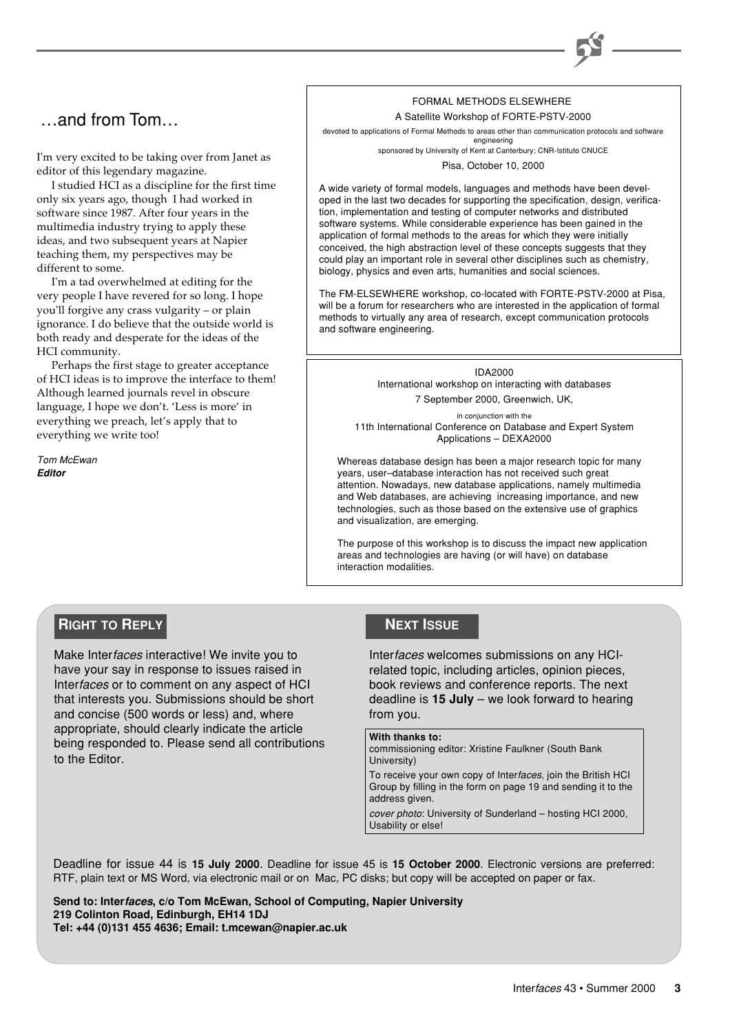## …and from Tom…

I'm very excited to be taking over from Janet as editor of this legendary magazine.

I studied HCI as a discipline for the first time only six years ago, though I had worked in software since 1987. After four years in the multimedia industry trying to apply these ideas, and two subsequent years at Napier teaching them, my perspectives may be different to some.

I'm a tad overwhelmed at editing for the very people I have revered for so long. I hope you'll forgive any crass vulgarity – or plain ignorance. I do believe that the outside world is both ready and desperate for the ideas of the HCI community.

Perhaps the first stage to greater acceptance of HCI ideas is to improve the interface to them! Although learned journals revel in obscure language, I hope we don't. 'Less is more' in everything we preach, let's apply that to everything we write too!

*Tom McEwan*
***Editor***

---

FORMAL METHODS ELSEWHERE

A Satellite Workshop of FORTE-PSTV-2000

devoted to applications of Formal Methods to areas other than communication protocols and software engineering

sponsored by University of Kent at Canterbury; CNR-Istituto CNUCE

Pisa, October 10, 2000

A wide variety of formal models, languages and methods have been developed in the last two decades for supporting the specification, design, verification, implementation and testing of computer networks and distributed software systems. While considerable experience has been gained in the application of formal methods to the areas for which they were initially conceived, the high abstraction level of these concepts suggests that they could play an important role in several other disciplines such as chemistry, biology, physics and even arts, humanities and social sciences.

The FM-ELSEWHERE workshop, co-located with FORTE-PSTV-2000 at Pisa, will be a forum for researchers who are interested in the application of formal methods to virtually any area of research, except communication protocols and software engineering.

---

IDA2000

International workshop on interacting with databases

7 September 2000, Greenwich, UK,

in conjunction with the

11th International Conference on Database and Expert System Applications – DEXA2000

Whereas database design has been a major research topic for many years, user–database interaction has not received such great attention. Nowadays, new database applications, namely multimedia and Web databases, are achieving increasing importance, and new technologies, such as those based on the extensive use of graphics and visualization, are emerging.

The purpose of this workshop is to discuss the impact new application areas and technologies are having (or will have) on database interaction modalities.

---

### Right to Reply

Make Inter*faces* interactive! We invite you to have your say in response to issues raised in Inter*faces* or to comment on any aspect of HCI that interests you. Submissions should be short and concise (500 words or less) and, where appropriate, should clearly indicate the article being responded to. Please send all contributions to the Editor.

### Next Issue

Inter*faces* welcomes submissions on any HCI-related topic, including articles, opinion pieces, book reviews and conference reports. The next deadline is **15 July** – we look forward to hearing from you.

**With thanks to:**
commissioning editor: Xristine Faulkner (South Bank University)

To receive your own copy of Inter*faces*, join the British HCI Group by filling in the form on page 19 and sending it to the address given.

*cover photo*: University of Sunderland – hosting HCI 2000, Usability or else!

Deadline for issue 44 is **15 July 2000**. Deadline for issue 45 is **15 October 2000**. Electronic versions are preferred: RTF, plain text or MS Word, via electronic mail or on Mac, PC disks; but copy will be accepted on paper or fax.

**Send to: Inter*faces*, c/o Tom McEwan, School of Computing, Napier University**
**219 Colinton Road, Edinburgh, EH14 1DJ**
**Tel: +44 (0)131 455 4636; Email: t.mcewan@napier.ac.uk**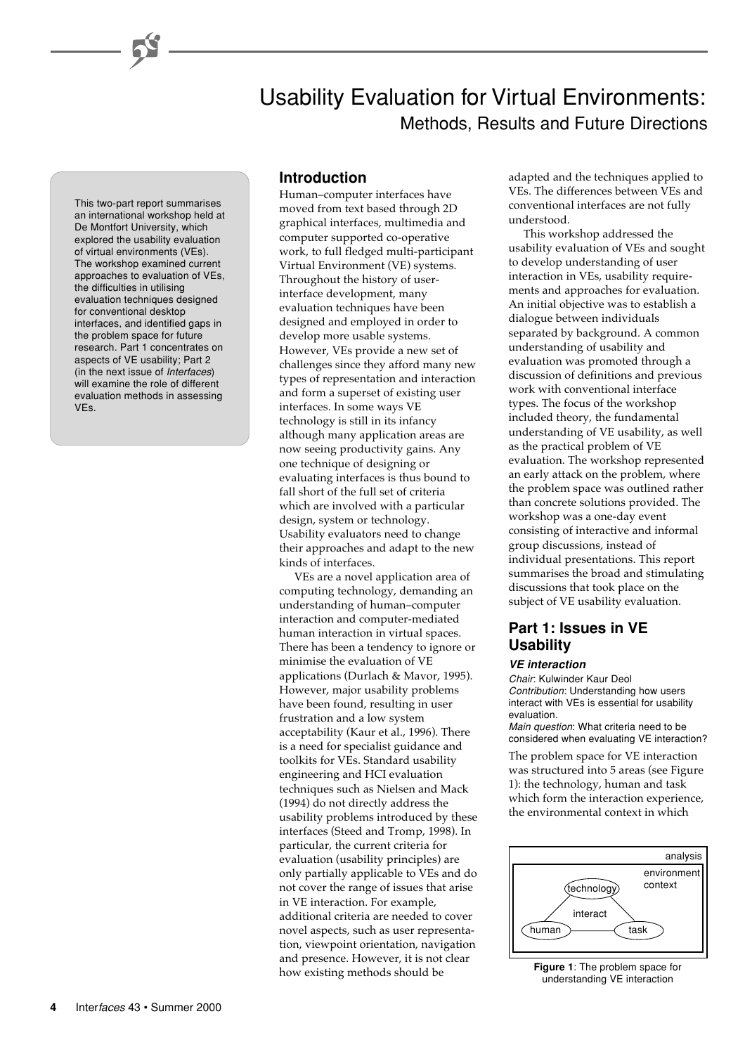# Usability Evaluation for Virtual Environments:
## Methods, Results and Future Directions

This two-part report summarises an international workshop held at De Montfort University, which explored the usability evaluation of virtual environments (VEs). The workshop examined current approaches to evaluation of VEs, the difficulties in utilising evaluation techniques designed for conventional desktop interfaces, and identified gaps in the problem space for future research. Part 1 concentrates on aspects of VE usability; Part 2 (in the next issue of *Interfaces*) will examine the role of different evaluation methods in assessing VEs.

### Introduction

Human–computer interfaces have moved from text based through 2D graphical interfaces, multimedia and computer supported co-operative work, to full fledged multi-participant Virtual Environment (VE) systems. Throughout the history of user-interface development, many evaluation techniques have been designed and employed in order to develop more usable systems. However, VEs provide a new set of challenges since they afford many new types of representation and interaction and form a superset of existing user interfaces. In some ways VE technology is still in its infancy although many application areas are now seeing productivity gains. Any one technique of designing or evaluating interfaces is thus bound to fall short of the full set of criteria which are involved with a particular design, system or technology. Usability evaluators need to change their approaches and adapt to the new kinds of interfaces.

VEs are a novel application area of computing technology, demanding an understanding of human–computer interaction and computer-mediated human interaction in virtual spaces. There has been a tendency to ignore or minimise the evaluation of VE applications (Durlach & Mavor, 1995). However, major usability problems have been found, resulting in user frustration and a low system acceptability (Kaur et al., 1996). There is a need for specialist guidance and toolkits for VEs. Standard usability engineering and HCI evaluation techniques such as Nielsen and Mack (1994) do not directly address the usability problems introduced by these interfaces (Steed and Tromp, 1998). In particular, the current criteria for evaluation (usability principles) are only partially applicable to VEs and do not cover the range of issues that arise in VE interaction. For example, additional criteria are needed to cover novel aspects, such as user representation, viewpoint orientation, navigation and presence. However, it is not clear how existing methods should be adapted and the techniques applied to VEs. The differences between VEs and conventional interfaces are not fully understood.

This workshop addressed the usability evaluation of VEs and sought to develop understanding of user interaction in VEs, usability requirements and approaches for evaluation. An initial objective was to establish a dialogue between individuals separated by background. A common understanding of usability and evaluation was promoted through a discussion of definitions and previous work with conventional interface types. The focus of the workshop included theory, the fundamental understanding of VE usability, as well as the practical problem of VE evaluation. The workshop represented an early attack on the problem, where the problem space was outlined rather than concrete solutions provided. The workshop was a one-day event consisting of interactive and informal group discussions, instead of individual presentations. This report summarises the broad and stimulating discussions that took place on the subject of VE usability evaluation.

### Part 1: Issues in VE Usability

#### *VE interaction*

*Chair*: Kulwinder Kaur Deol
*Contribution*: Understanding how users interact with VEs is essential for usability evaluation.
*Main question*: What criteria need to be considered when evaluating VE interaction?

The problem space for VE interaction was structured into 5 areas (see Figure 1): the technology, human and task which form the interaction experience, the environmental context in which

**Figure 1**: The problem space for understanding VE interaction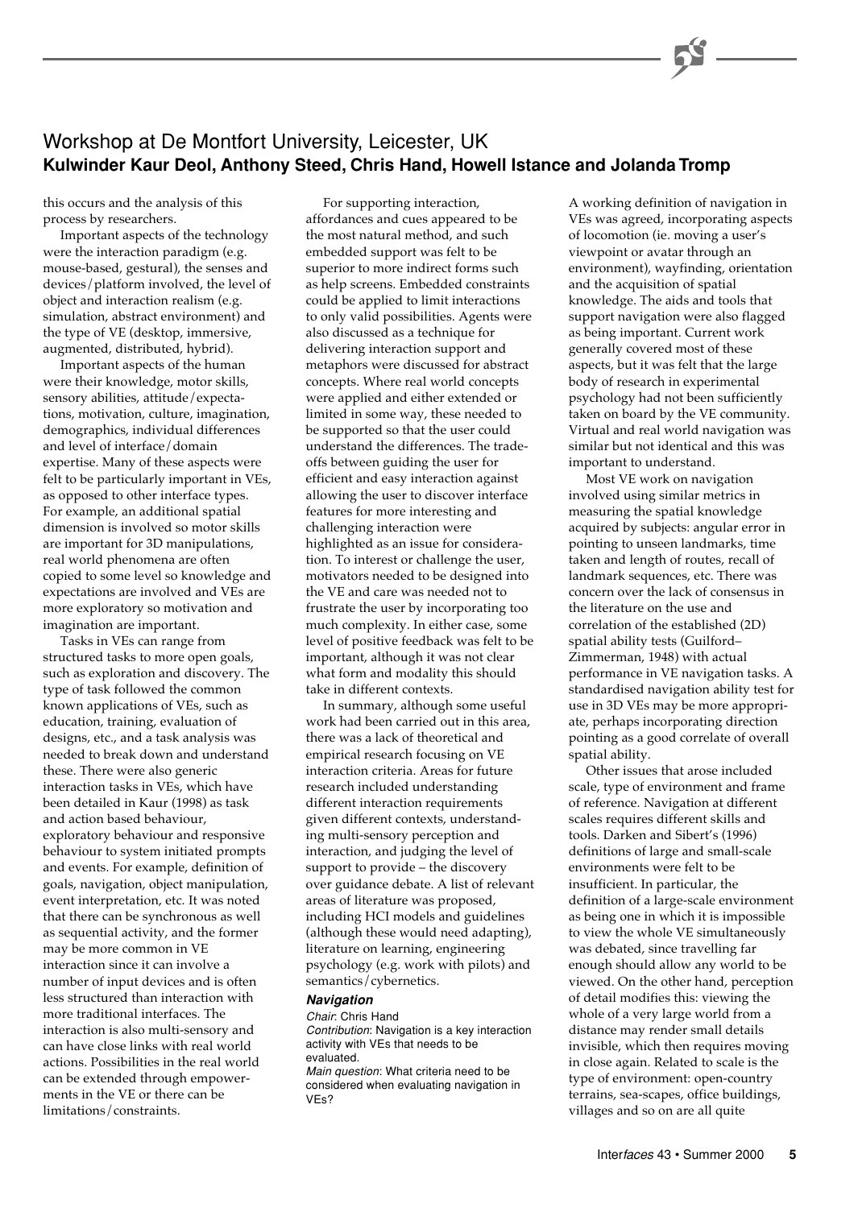## Workshop at De Montfort University, Leicester, UK

**Kulwinder Kaur Deol, Anthony Steed, Chris Hand, Howell Istance and Jolanda Tromp**

this occurs and the analysis of this process by researchers.

Important aspects of the technology were the interaction paradigm (e.g. mouse-based, gestural), the senses and devices/platform involved, the level of object and interaction realism (e.g. simulation, abstract environment) and the type of VE (desktop, immersive, augmented, distributed, hybrid).

Important aspects of the human were their knowledge, motor skills, sensory abilities, attitude/expectations, motivation, culture, imagination, demographics, individual differences and level of interface/domain expertise. Many of these aspects were felt to be particularly important in VEs, as opposed to other interface types. For example, an additional spatial dimension is involved so motor skills are important for 3D manipulations, real world phenomena are often copied to some level so knowledge and expectations are involved and VEs are more exploratory so motivation and imagination are important.

Tasks in VEs can range from structured tasks to more open goals, such as exploration and discovery. The type of task followed the common known applications of VEs, such as education, training, evaluation of designs, etc., and a task analysis was needed to break down and understand these. There were also generic interaction tasks in VEs, which have been detailed in Kaur (1998) as task and action based behaviour, exploratory behaviour and responsive behaviour to system initiated prompts and events. For example, definition of goals, navigation, object manipulation, event interpretation, etc. It was noted that there can be synchronous as well as sequential activity, and the former may be more common in VE interaction since it can involve a number of input devices and is often less structured than interaction with more traditional interfaces. The interaction is also multi-sensory and can have close links with real world actions. Possibilities in the real world can be extended through empowerments in the VE or there can be limitations/constraints.

For supporting interaction, affordances and cues appeared to be the most natural method, and such embedded support was felt to be superior to more indirect forms such as help screens. Embedded constraints could be applied to limit interactions to only valid possibilities. Agents were also discussed as a technique for delivering interaction support and metaphors were discussed for abstract concepts. Where real world concepts were applied and either extended or limited in some way, these needed to be supported so that the user could understand the differences. The trade-offs between guiding the user for efficient and easy interaction against allowing the user to discover interface features for more interesting and challenging interaction were highlighted as an issue for consideration. To interest or challenge the user, motivators needed to be designed into the VE and care was needed not to frustrate the user by incorporating too much complexity. In either case, some level of positive feedback was felt to be important, although it was not clear what form and modality this should take in different contexts.

In summary, although some useful work had been carried out in this area, there was a lack of theoretical and empirical research focusing on VE interaction criteria. Areas for future research included understanding different interaction requirements given different contexts, understanding multi-sensory perception and interaction, and judging the level of support to provide – the discovery over guidance debate. A list of relevant areas of literature was proposed, including HCI models and guidelines (although these would need adapting), literature on learning, engineering psychology (e.g. work with pilots) and semantics/cybernetics.

### Navigation

*Chair*: Chris Hand
*Contribution*: Navigation is a key interaction activity with VEs that needs to be evaluated.
*Main question*: What criteria need to be considered when evaluating navigation in VEs?

A working definition of navigation in VEs was agreed, incorporating aspects of locomotion (ie. moving a user's viewpoint or avatar through an environment), wayfinding, orientation and the acquisition of spatial knowledge. The aids and tools that support navigation were also flagged as being important. Current work generally covered most of these aspects, but it was felt that the large body of research in experimental psychology had not been sufficiently taken on board by the VE community. Virtual and real world navigation was similar but not identical and this was important to understand.

Most VE work on navigation involved using similar metrics in measuring the spatial knowledge acquired by subjects: angular error in pointing to unseen landmarks, time taken and length of routes, recall of landmark sequences, etc. There was concern over the lack of consensus in the literature on the use and correlation of the established (2D) spatial ability tests (Guilford–Zimmerman, 1948) with actual performance in VE navigation tasks. A standardised navigation ability test for use in 3D VEs may be more appropriate, perhaps incorporating direction pointing as a good correlate of overall spatial ability.

Other issues that arose included scale, type of environment and frame of reference. Navigation at different scales requires different skills and tools. Darken and Sibert's (1996) definitions of large and small-scale environments were felt to be insufficient. In particular, the definition of a large-scale environment as being one in which it is impossible to view the whole VE simultaneously was debated, since travelling far enough should allow any world to be viewed. On the other hand, perception of detail modifies this: viewing the whole of a very large world from a distance may render small details invisible, which then requires moving in close again. Related to scale is the type of environment: open-country terrains, sea-scapes, office buildings, villages and so on are all quite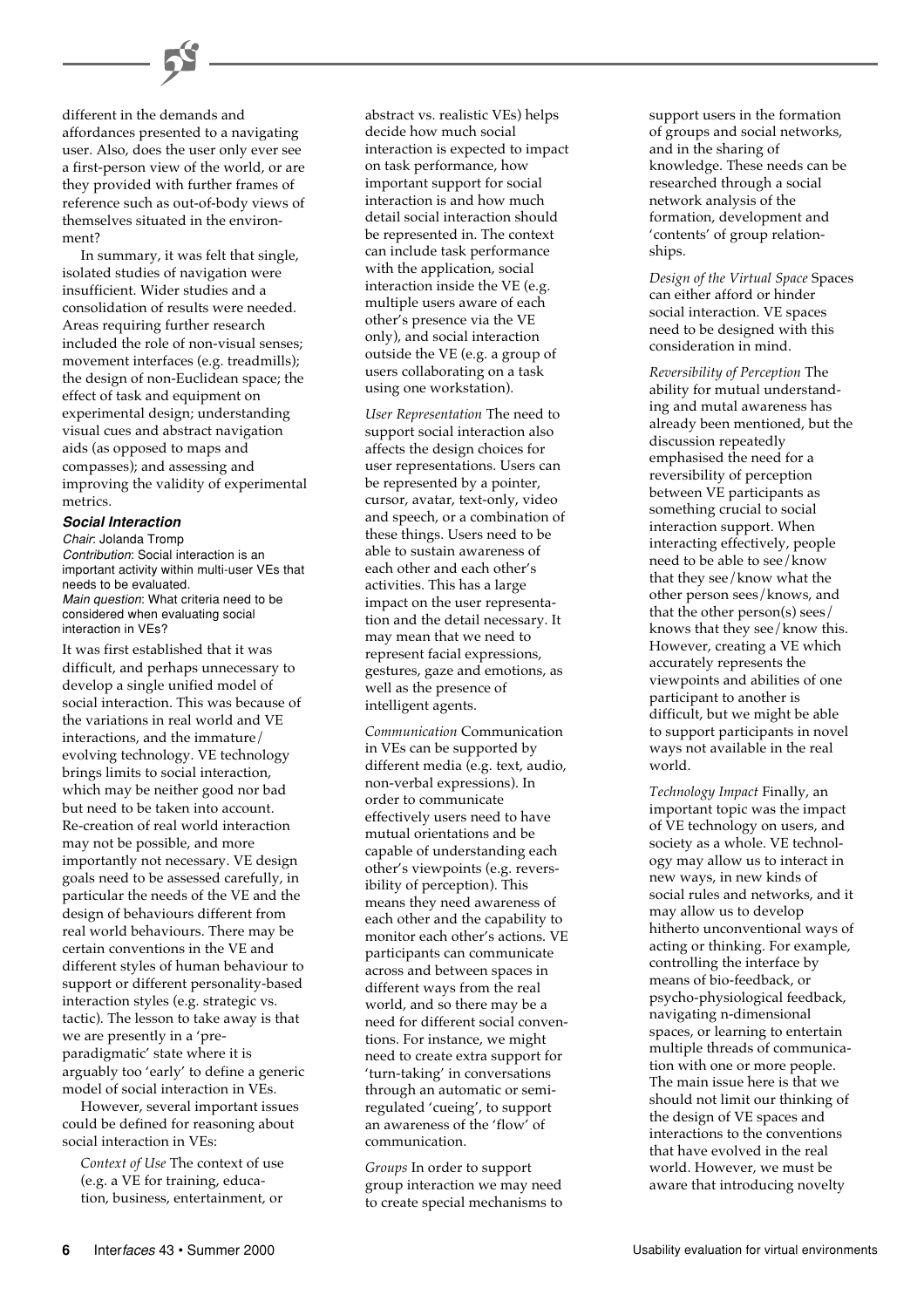different in the demands and affordances presented to a navigating user. Also, does the user only ever see a first-person view of the world, or are they provided with further frames of reference such as out-of-body views of themselves situated in the environment?

In summary, it was felt that single, isolated studies of navigation were insufficient. Wider studies and a consolidation of results were needed. Areas requiring further research included the role of non-visual senses; movement interfaces (e.g. treadmills); the design of non-Euclidean space; the effect of task and equipment on experimental design; understanding visual cues and abstract navigation aids (as opposed to maps and compasses); and assessing and improving the validity of experimental metrics.

### Social Interaction

*Chair*: Jolanda Tromp
*Contribution*: Social interaction is an important activity within multi-user VEs that needs to be evaluated.
*Main question*: What criteria need to be considered when evaluating social interaction in VEs?

It was first established that it was difficult, and perhaps unnecessary to develop a single unified model of social interaction. This was because of the variations in real world and VE interactions, and the immature/evolving technology. VE technology brings limits to social interaction, which may be neither good nor bad but need to be taken into account. Re-creation of real world interaction may not be possible, and more importantly not necessary. VE design goals need to be assessed carefully, in particular the needs of the VE and the design of behaviours different from real world behaviours. There may be certain conventions in the VE and different styles of human behaviour to support or different personality-based interaction styles (e.g. strategic vs. tactic). The lesson to take away is that we are presently in a 'pre-paradigmatic' state where it is arguably too 'early' to define a generic model of social interaction in VEs.

However, several important issues could be defined for reasoning about social interaction in VEs:

*Context of Use* The context of use (e.g. a VE for training, education, business, entertainment, or abstract vs. realistic VEs) helps decide how much social interaction is expected to impact on task performance, how important support for social interaction is and how much detail social interaction should be represented in. The context can include task performance with the application, social interaction inside the VE (e.g. multiple users aware of each other's presence via the VE only), and social interaction outside the VE (e.g. a group of users collaborating on a task using one workstation).

*User Representation* The need to support social interaction also affects the design choices for user representations. Users can be represented by a pointer, cursor, avatar, text-only, video and speech, or a combination of these things. Users need to be able to sustain awareness of each other and each other's activities. This has a large impact on the user representation and the detail necessary. It may mean that we need to represent facial expressions, gestures, gaze and emotions, as well as the presence of intelligent agents.

*Communication* Communication in VEs can be supported by different media (e.g. text, audio, non-verbal expressions). In order to communicate effectively users need to have mutual orientations and be capable of understanding each other's viewpoints (e.g. reversibility of perception). This means they need awareness of each other and the capability to monitor each other's actions. VE participants can communicate across and between spaces in different ways from the real world, and so there may be a need for different social conventions. For instance, we might need to create extra support for 'turn-taking' in conversations through an automatic or semi-regulated 'cueing', to support an awareness of the 'flow' of communication.

*Groups* In order to support group interaction we may need to create special mechanisms to support users in the formation of groups and social networks, and in the sharing of knowledge. These needs can be researched through a social network analysis of the formation, development and 'contents' of group relationships.

*Design of the Virtual Space* Spaces can either afford or hinder social interaction. VE spaces need to be designed with this consideration in mind.

*Reversibility of Perception* The ability for mutual understanding and mutual awareness has already been mentioned, but the discussion repeatedly emphasised the need for a reversibility of perception between VE participants as something crucial to social interaction support. When interacting effectively, people need to be able to see/know that they see/know what the other person sees/knows, and that the other person(s) sees/knows that they see/know this. However, creating a VE which accurately represents the viewpoints and abilities of one participant to another is difficult, but we might be able to support participants in novel ways not available in the real world.

*Technology Impact* Finally, an important topic was the impact of VE technology on users, and society as a whole. VE technology may allow us to interact in new ways, in new kinds of social rules and networks, and it may allow us to develop hitherto unconventional ways of acting or thinking. For example, controlling the interface by means of bio-feedback, or psycho-physiological feedback, navigating n-dimensional spaces, or learning to entertain multiple threads of communication with one or more people. The main issue here is that we should not limit our thinking of the design of VE spaces and interactions to the conventions that have evolved in the real world. However, we must be aware that introducing novelty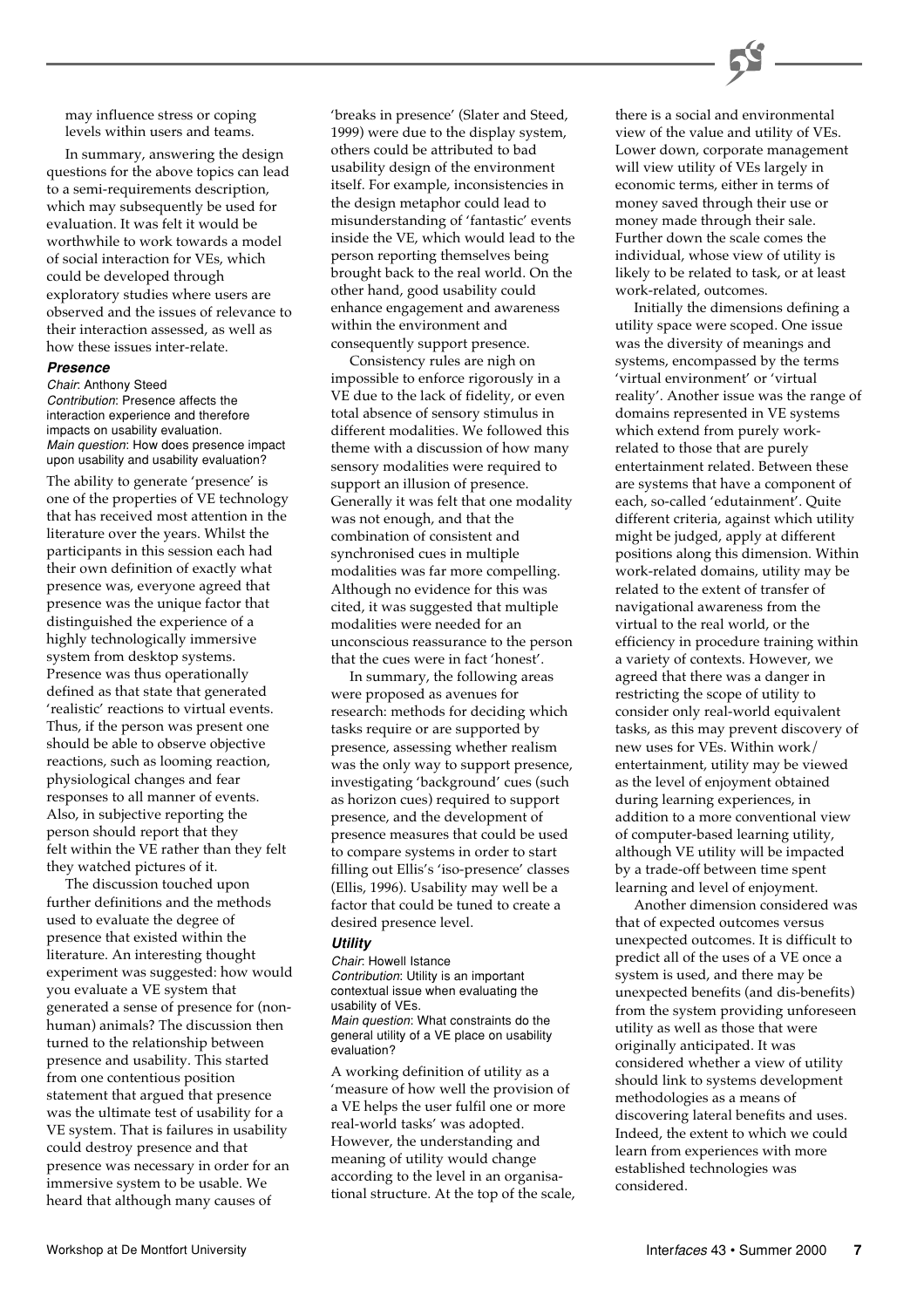may influence stress or coping levels within users and teams.

In summary, answering the design questions for the above topics can lead to a semi-requirements description, which may subsequently be used for evaluation. It was felt it would be worthwhile to work towards a model of social interaction for VEs, which could be developed through exploratory studies where users are observed and the issues of relevance to their interaction assessed, as well as how these issues inter-relate.

### *Presence*

*Chair*: Anthony Steed
*Contribution*: Presence affects the interaction experience and therefore impacts on usability evaluation.
*Main question*: How does presence impact upon usability and usability evaluation?

The ability to generate 'presence' is one of the properties of VE technology that has received most attention in the literature over the years. Whilst the participants in this session each had their own definition of exactly what presence was, everyone agreed that presence was the unique factor that distinguished the experience of a highly technologically immersive system from desktop systems. Presence was thus operationally defined as that state that generated 'realistic' reactions to virtual events. Thus, if the person was present one should be able to observe objective reactions, such as looming reaction, physiological changes and fear responses to all manner of events. Also, in subjective reporting the person should report that they felt within the VE rather than they felt they watched pictures of it.

The discussion touched upon further definitions and the methods used to evaluate the degree of presence that existed within the literature. An interesting thought experiment was suggested: how would you evaluate a VE system that generated a sense of presence for (non-human) animals? The discussion then turned to the relationship between presence and usability. This started from one contentious position statement that argued that presence was the ultimate test of usability for a VE system. That is failures in usability could destroy presence and that presence was necessary in order for an immersive system to be usable. We heard that although many causes of 'breaks in presence' (Slater and Steed, 1999) were due to the display system, others could be attributed to bad usability design of the environment itself. For example, inconsistencies in the design metaphor could lead to misunderstanding of 'fantastic' events inside the VE, which would lead to the person reporting themselves being brought back to the real world. On the other hand, good usability could enhance engagement and awareness within the environment and consequently support presence.

Consistency rules are nigh on impossible to enforce rigorously in a VE due to the lack of fidelity, or even total absence of sensory stimulus in different modalities. We followed this theme with a discussion of how many sensory modalities were required to support an illusion of presence. Generally it was felt that one modality was not enough, and that the combination of consistent and synchronised cues in multiple modalities was far more compelling. Although no evidence for this was cited, it was suggested that multiple modalities were needed for an unconscious reassurance to the person that the cues were in fact 'honest'.

In summary, the following areas were proposed as avenues for research: methods for deciding which tasks require or are supported by presence, assessing whether realism was the only way to support presence, investigating 'background' cues (such as horizon cues) required to support presence, and the development of presence measures that could be used to compare systems in order to start filling out Ellis's 'iso-presence' classes (Ellis, 1996). Usability may well be a factor that could be tuned to create a desired presence level.

### *Utility*

*Chair*: Howell Istance
*Contribution*: Utility is an important contextual issue when evaluating the usability of VEs.
*Main question*: What constraints do the general utility of a VE place on usability evaluation?

A working definition of utility as a 'measure of how well the provision of a VE helps the user fulfil one or more real-world tasks' was adopted. However, the understanding and meaning of utility would change according to the level in an organisational structure. At the top of the scale, there is a social and environmental view of the value and utility of VEs. Lower down, corporate management will view utility of VEs largely in economic terms, either in terms of money saved through their use or money made through their sale. Further down the scale comes the individual, whose view of utility is likely to be related to task, or at least work-related, outcomes.

Initially the dimensions defining a utility space were scoped. One issue was the diversity of meanings and systems, encompassed by the terms 'virtual environment' or 'virtual reality'. Another issue was the range of domains represented in VE systems which extend from purely work-related to those that are purely entertainment related. Between these are systems that have a component of each, so-called 'edutainment'. Quite different criteria, against which utility might be judged, apply at different positions along this dimension. Within work-related domains, utility may be related to the extent of transfer of navigational awareness from the virtual to the real world, or the efficiency in procedure training within a variety of contexts. However, we agreed that there was a danger in restricting the scope of utility to consider only real-world equivalent tasks, as this may prevent discovery of new uses for VEs. Within work/entertainment, utility may be viewed as the level of enjoyment obtained during learning experiences, in addition to a more conventional view of computer-based learning utility, although VE utility will be impacted by a trade-off between time spent learning and level of enjoyment.

Another dimension considered was that of expected outcomes versus unexpected outcomes. It is difficult to predict all of the uses of a VE once a system is used, and there may be unexpected benefits (and dis-benefits) from the system providing unforeseen utility as well as those that were originally anticipated. It was considered whether a view of utility should link to systems development methodologies as a means of discovering lateral benefits and uses. Indeed, the extent to which we could learn from experiences with more established technologies was considered.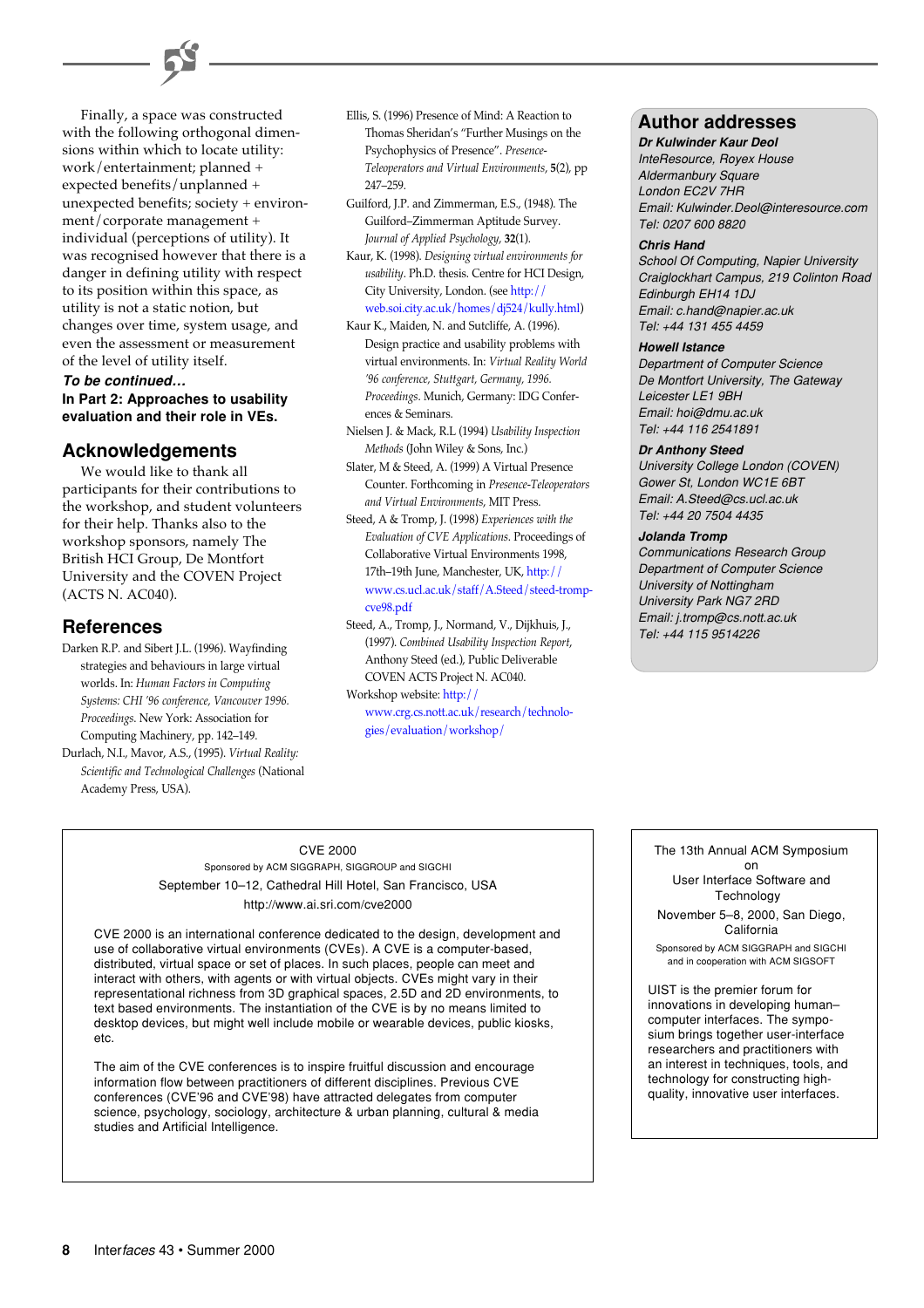Finally, a space was constructed with the following orthogonal dimensions within which to locate utility: work/entertainment; planned + expected benefits/unplanned + unexpected benefits; society + environment/corporate management + individual (perceptions of utility). It was recognised however that there is a danger in defining utility with respect to its position within this space, as utility is not a static notion, but changes over time, system usage, and even the assessment or measurement of the level of utility itself.

***To be continued…***

**In Part 2: Approaches to usability evaluation and their role in VEs.**

## Acknowledgements

We would like to thank all participants for their contributions to the workshop, and student volunteers for their help. Thanks also to the workshop sponsors, namely The British HCI Group, De Montfort University and the COVEN Project (ACTS N. AC040).

## References

Darken R.P. and Sibert J.L. (1996). Wayfinding strategies and behaviours in large virtual worlds. In: *Human Factors in Computing Systems: CHI '96 conference, Vancouver 1996. Proceedings*. New York: Association for Computing Machinery, pp. 142–149.

Durlach, N.I., Mavor, A.S., (1995). *Virtual Reality: Scientific and Technological Challenges* (National Academy Press, USA).

Ellis, S. (1996) Presence of Mind: A Reaction to Thomas Sheridan's "Further Musings on the Psychophysics of Presence". *Presence-Teleoperators and Virtual Environments*, **5**(2), pp 247–259.

Guilford, J.P. and Zimmerman, E.S., (1948). The Guilford–Zimmerman Aptitude Survey. *Journal of Applied Psychology*, **32**(1).

Kaur, K. (1998). *Designing virtual environments for usability*. Ph.D. thesis. Centre for HCI Design, City University, London. (see http://web.soi.city.ac.uk/homes/dj524/kully.html)

Kaur K., Maiden, N. and Sutcliffe, A. (1996). Design practice and usability problems with virtual environments. In: *Virtual Reality World '96 conference, Stuttgart, Germany, 1996. Proceedings*. Munich, Germany: IDG Conferences & Seminars.

Nielsen J. & Mack, R.L (1994) *Usability Inspection Methods* (John Wiley & Sons, Inc.)

Slater, M & Steed, A. (1999) A Virtual Presence Counter. Forthcoming in *Presence-Teleoperators and Virtual Environments*, MIT Press.

Steed, A & Tromp, J. (1998) *Experiences with the Evaluation of CVE Applications*. Proceedings of Collaborative Virtual Environments 1998, 17th–19th June, Manchester, UK, http://www.cs.ucl.ac.uk/staff/A.Steed/steed-tromp-cve98.pdf

Steed, A., Tromp, J., Normand, V., Dijkhuis, J., (1997). *Combined Usability Inspection Report*, Anthony Steed (ed.), Public Deliverable COVEN ACTS Project N. AC040.

Workshop website: http://www.crg.cs.nott.ac.uk/research/technologies/evaluation/workshop/

## Author addresses

***Dr Kulwinder Kaur Deol***
*InteResource, Royex House*
*Aldermanbury Square*
*London EC2V 7HR*
*Email: Kulwinder.Deol@interesource.com*
*Tel: 0207 600 8820*

***Chris Hand***
*School Of Computing, Napier University*
*Craiglockhart Campus, 219 Colinton Road*
*Edinburgh EH14 1DJ*
*Email: c.hand@napier.ac.uk*
*Tel: +44 131 455 4459*

***Howell Istance***
*Department of Computer Science*
*De Montfort University, The Gateway*
*Leicester LE1 9BH*
*Email: hoi@dmu.ac.uk*
*Tel: +44 116 2541891*

***Dr Anthony Steed***
*University College London (COVEN)*
*Gower St, London WC1E 6BT*
*Email: A.Steed@cs.ucl.ac.uk*
*Tel: +44 20 7504 4435*

***Jolanda Tromp***
*Communications Research Group*
*Department of Computer Science*
*University of Nottingham*
*University Park NG7 2RD*
*Email: j.tromp@cs.nott.ac.uk*
*Tel: +44 115 9514226*

---

CVE 2000

Sponsored by ACM SIGGRAPH, SIGGROUP and SIGCHI

September 10–12, Cathedral Hill Hotel, San Francisco, USA

http://www.ai.sri.com/cve2000

CVE 2000 is an international conference dedicated to the design, development and use of collaborative virtual environments (CVEs). A CVE is a computer-based, distributed, virtual space or set of places. In such places, people can meet and interact with others, with agents or with virtual objects. CVEs might vary in their representational richness from 3D graphical spaces, 2.5D and 2D environments, to text based environments. The instantiation of the CVE is by no means limited to desktop devices, but might well include mobile or wearable devices, public kiosks, etc.

The aim of the CVE conferences is to inspire fruitful discussion and encourage information flow between practitioners of different disciplines. Previous CVE conferences (CVE'96 and CVE'98) have attracted delegates from computer science, psychology, sociology, architecture & urban planning, cultural & media studies and Artificial Intelligence.

---

The 13th Annual ACM Symposium on User Interface Software and Technology

November 5–8, 2000, San Diego, California

Sponsored by ACM SIGGRAPH and SIGCHI and in cooperation with ACM SIGSOFT

UIST is the premier forum for innovations in developing human–computer interfaces. The symposium brings together user-interface researchers and practitioners with an interest in techniques, tools, and technology for constructing high-quality, innovative user interfaces.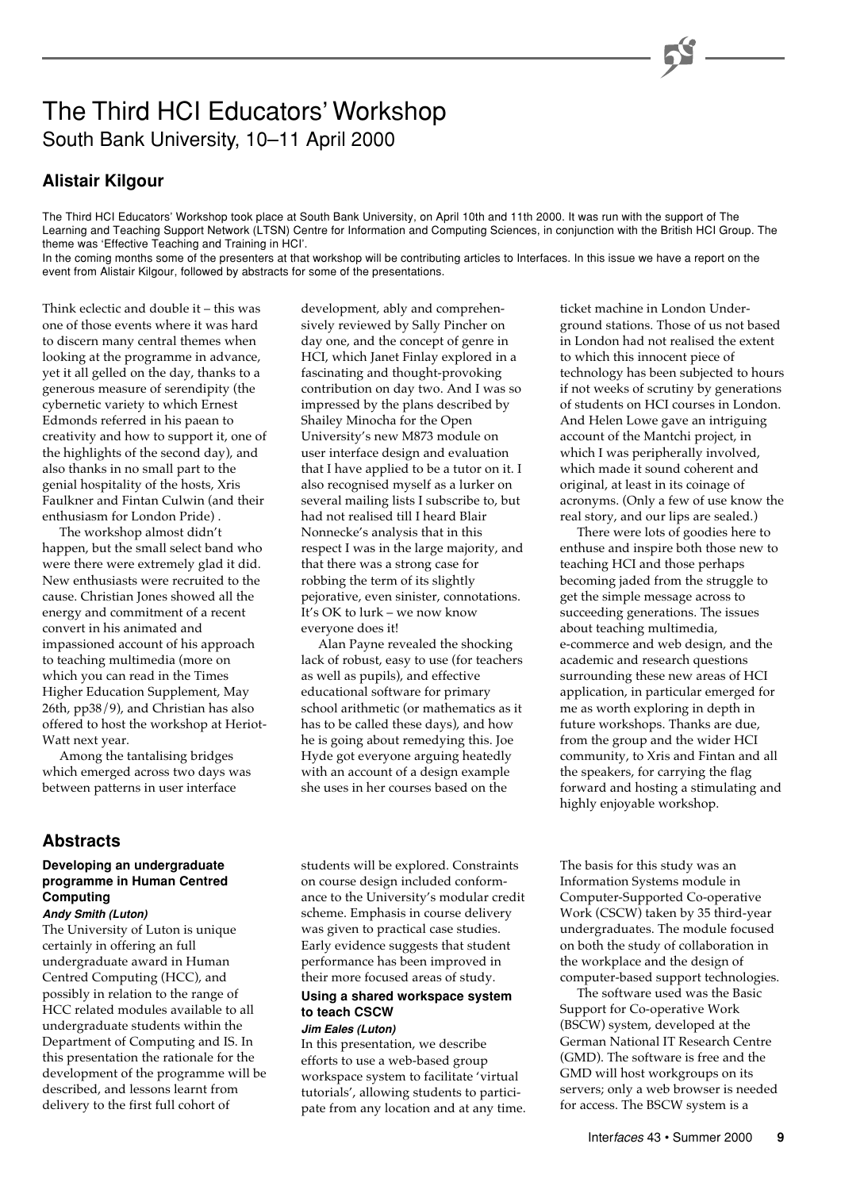# The Third HCI Educators' Workshop

South Bank University, 10–11 April 2000

## Alistair Kilgour

The Third HCI Educators' Workshop took place at South Bank University, on April 10th and 11th 2000. It was run with the support of The Learning and Teaching Support Network (LTSN) Centre for Information and Computing Sciences, in conjunction with the British HCI Group. The theme was 'Effective Teaching and Training in HCI'.

In the coming months some of the presenters at that workshop will be contributing articles to Interfaces. In this issue we have a report on the event from Alistair Kilgour, followed by abstracts for some of the presentations.

Think eclectic and double it – this was one of those events where it was hard to discern many central themes when looking at the programme in advance, yet it all gelled on the day, thanks to a generous measure of serendipity (the cybernetic variety to which Ernest Edmonds referred in his paean to creativity and how to support it, one of the highlights of the second day), and also thanks in no small part to the genial hospitality of the hosts, Xris Faulkner and Fintan Culwin (and their enthusiasm for London Pride).

The workshop almost didn't happen, but the small select band who were there were extremely glad it did. New enthusiasts were recruited to the cause. Christian Jones showed all the energy and commitment of a recent convert in his animated and impassioned account of his approach to teaching multimedia (more on which you can read in the Times Higher Education Supplement, May 26th, pp38/9), and Christian has also offered to host the workshop at Heriot-Watt next year.

Among the tantalising bridges which emerged across two days was between patterns in user interface development, ably and comprehensively reviewed by Sally Pincher on day one, and the concept of genre in HCI, which Janet Finlay explored in a fascinating and thought-provoking contribution on day two. And I was so impressed by the plans described by Shailey Minocha for the Open University's new M873 module on user interface design and evaluation that I have applied to be a tutor on it. I also recognised myself as a lurker on several mailing lists I subscribe to, but had not realised till I heard Blair Nonnecke's analysis that in this respect I was in the large majority, and that there was a strong case for robbing the term of its slightly pejorative, even sinister, connotations. It's OK to lurk – we now know everyone does it!

Alan Payne revealed the shocking lack of robust, easy to use (for teachers as well as pupils), and effective educational software for primary school arithmetic (or mathematics as it has to be called these days), and how he is going about remedying this. Joe Hyde got everyone arguing heatedly with an account of a design example she uses in her courses based on the ticket machine in London Underground stations. Those of us not based in London had not realised the extent to which this innocent piece of technology has been subjected to hours if not weeks of scrutiny by generations of students on HCI courses in London. And Helen Lowe gave an intriguing account of the Mantchi project, in which I was peripherally involved, which made it sound coherent and original, at least in its coinage of acronyms. (Only a few of use know the real story, and our lips are sealed.)

There were lots of goodies here to enthuse and inspire both those new to teaching HCI and those perhaps becoming jaded from the struggle to get the simple message across to succeeding generations. The issues about teaching multimedia, e-commerce and web design, and the academic and research questions surrounding these new areas of HCI application, in particular emerged for me as worth exploring in depth in future workshops. Thanks are due, from the group and the wider HCI community, to Xris and Fintan and all the speakers, for carrying the flag forward and hosting a stimulating and highly enjoyable workshop.

## Abstracts

### Developing an undergraduate programme in Human Centred Computing

***Andy Smith (Luton)***

The University of Luton is unique certainly in offering an full undergraduate award in Human Centred Computing (HCC), and possibly in relation to the range of HCC related modules available to all undergraduate students within the Department of Computing and IS. In this presentation the rationale for the development of the programme will be described, and lessons learnt from delivery to the first full cohort of students will be explored. Constraints on course design included conformance to the University's modular credit scheme. Emphasis in course delivery was given to practical case studies. Early evidence suggests that student performance has been improved in their more focused areas of study.

### Using a shared workspace system to teach CSCW

***Jim Eales (Luton)***

In this presentation, we describe efforts to use a web-based group workspace system to facilitate 'virtual tutorials', allowing students to participate from any location and at any time. The basis for this study was an Information Systems module in Computer-Supported Co-operative Work (CSCW) taken by 35 third-year undergraduates. The module focused on both the study of collaboration in the workplace and the design of computer-based support technologies.

The software used was the Basic Support for Co-operative Work (BSCW) system, developed at the German National IT Research Centre (GMD). The software is free and the GMD will host workgroups on its servers; only a web browser is needed for access. The BSCW system is a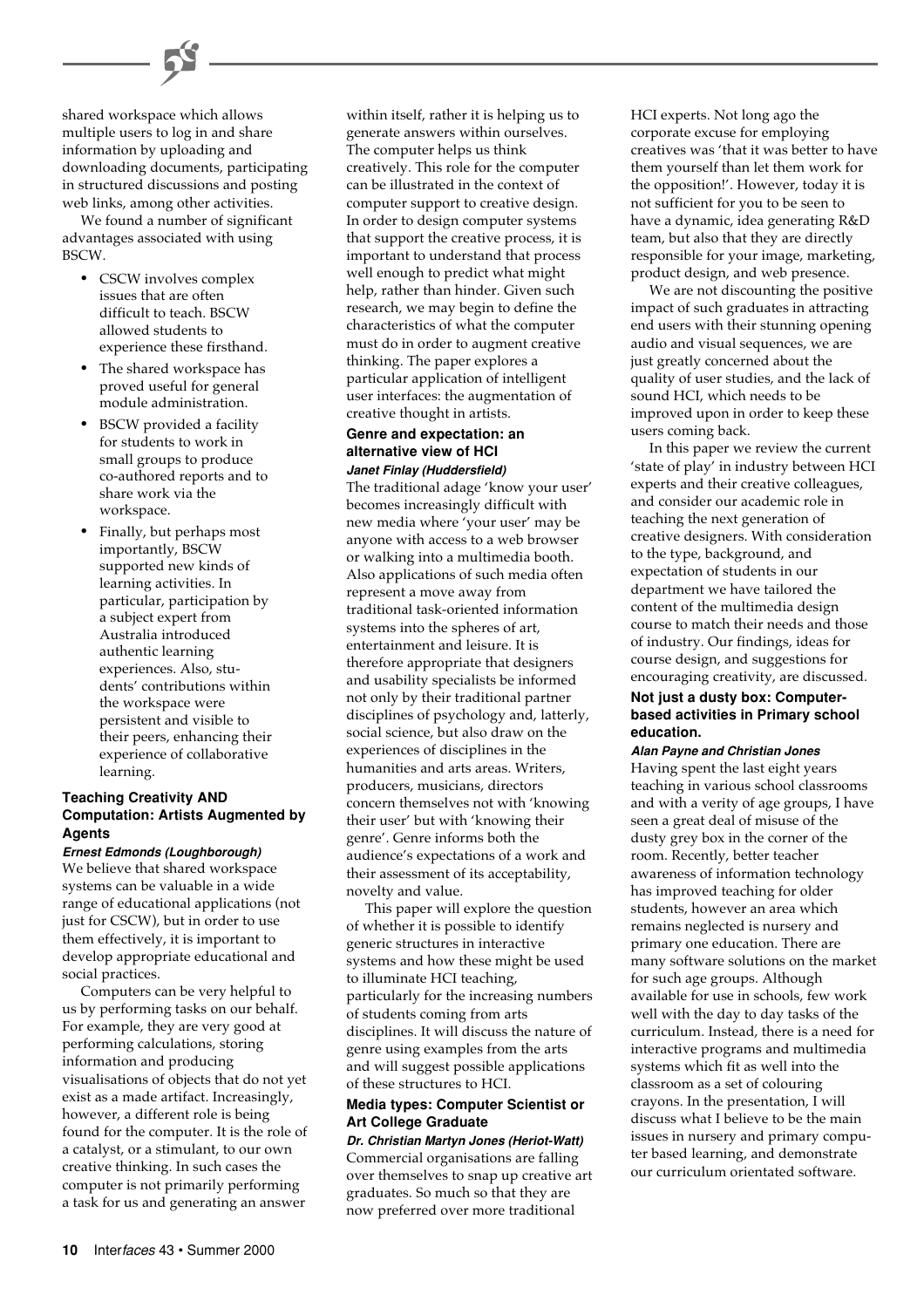shared workspace which allows multiple users to log in and share information by uploading and downloading documents, participating in structured discussions and posting web links, among other activities.

We found a number of significant advantages associated with using BSCW.

- CSCW involves complex issues that are often difficult to teach. BSCW allowed students to experience these firsthand.
- The shared workspace has proved useful for general module administration.
- BSCW provided a facility for students to work in small groups to produce co-authored reports and to share work via the workspace.
- Finally, but perhaps most importantly, BSCW supported new kinds of learning activities. In particular, participation by a subject expert from Australia introduced authentic learning experiences. Also, students' contributions within the workspace were persistent and visible to their peers, enhancing their experience of collaborative learning.

### Teaching Creativity AND Computation: Artists Augmented by Agents

***Ernest Edmonds (Loughborough)***

We believe that shared workspace systems can be valuable in a wide range of educational applications (not just for CSCW), but in order to use them effectively, it is important to develop appropriate educational and social practices.

Computers can be very helpful to us by performing tasks on our behalf. For example, they are very good at performing calculations, storing information and producing visualisations of objects that do not yet exist as a made artifact. Increasingly, however, a different role is being found for the computer. It is the role of a catalyst, or a stimulant, to our own creative thinking. In such cases the computer is not primarily performing a task for us and generating an answer within itself, rather it is helping us to generate answers within ourselves. The computer helps us think creatively. This role for the computer can be illustrated in the context of computer support to creative design. In order to design computer systems that support the creative process, it is important to understand that process well enough to predict what might help, rather than hinder. Given such research, we may begin to define the characteristics of what the computer must do in order to augment creative thinking. The paper explores a particular application of intelligent user interfaces: the augmentation of creative thought in artists.

### Genre and expectation: an alternative view of HCI

***Janet Finlay (Huddersfield)***

The traditional adage 'know your user' becomes increasingly difficult with new media where 'your user' may be anyone with access to a web browser or walking into a multimedia booth. Also applications of such media often represent a move away from traditional task-oriented information systems into the spheres of art, entertainment and leisure. It is therefore appropriate that designers and usability specialists be informed not only by their traditional partner disciplines of psychology and, latterly, social science, but also draw on the experiences of disciplines in the humanities and arts areas. Writers, producers, musicians, directors concern themselves not with 'knowing their user' but with 'knowing their genre'. Genre informs both the audience's expectations of a work and their assessment of its acceptability, novelty and value.

This paper will explore the question of whether it is possible to identify generic structures in interactive systems and how these might be used to illuminate HCI teaching, particularly for the increasing numbers of students coming from arts disciplines. It will discuss the nature of genre using examples from the arts and will suggest possible applications of these structures to HCI.

### Media types: Computer Scientist or Art College Graduate

***Dr. Christian Martyn Jones (Heriot-Watt)***

Commercial organisations are falling over themselves to snap up creative art graduates. So much so that they are now preferred over more traditional HCI experts. Not long ago the corporate excuse for employing creatives was 'that it was better to have them yourself than let them work for the opposition!'. However, today it is not sufficient for you to be seen to have a dynamic, idea generating R&D team, but also that they are directly responsible for your image, marketing, product design, and web presence.

We are not discounting the positive impact of such graduates in attracting end users with their stunning opening audio and visual sequences, we are just greatly concerned about the quality of user studies, and the lack of sound HCI, which needs to be improved upon in order to keep these users coming back.

In this paper we review the current 'state of play' in industry between HCI experts and their creative colleagues, and consider our academic role in teaching the next generation of creative designers. With consideration to the type, background, and expectation of students in our department we have tailored the content of the multimedia design course to match their needs and those of industry. Our findings, ideas for course design, and suggestions for encouraging creativity, are discussed.

### Not just a dusty box: Computer-based activities in Primary school education.

***Alan Payne and Christian Jones***

Having spent the last eight years teaching in various school classrooms and with a verity of age groups, I have seen a great deal of misuse of the dusty grey box in the corner of the room. Recently, better teacher awareness of information technology has improved teaching for older students, however an area which remains neglected is nursery and primary one education. There are many software solutions on the market for such age groups. Although available for use in schools, few work well with the day to day tasks of the curriculum. Instead, there is a need for interactive programs and multimedia systems which fit as well into the classroom as a set of colouring crayons. In the presentation, I will discuss what I believe to be the main issues in nursery and primary computer based learning, and demonstrate our curriculum orientated software.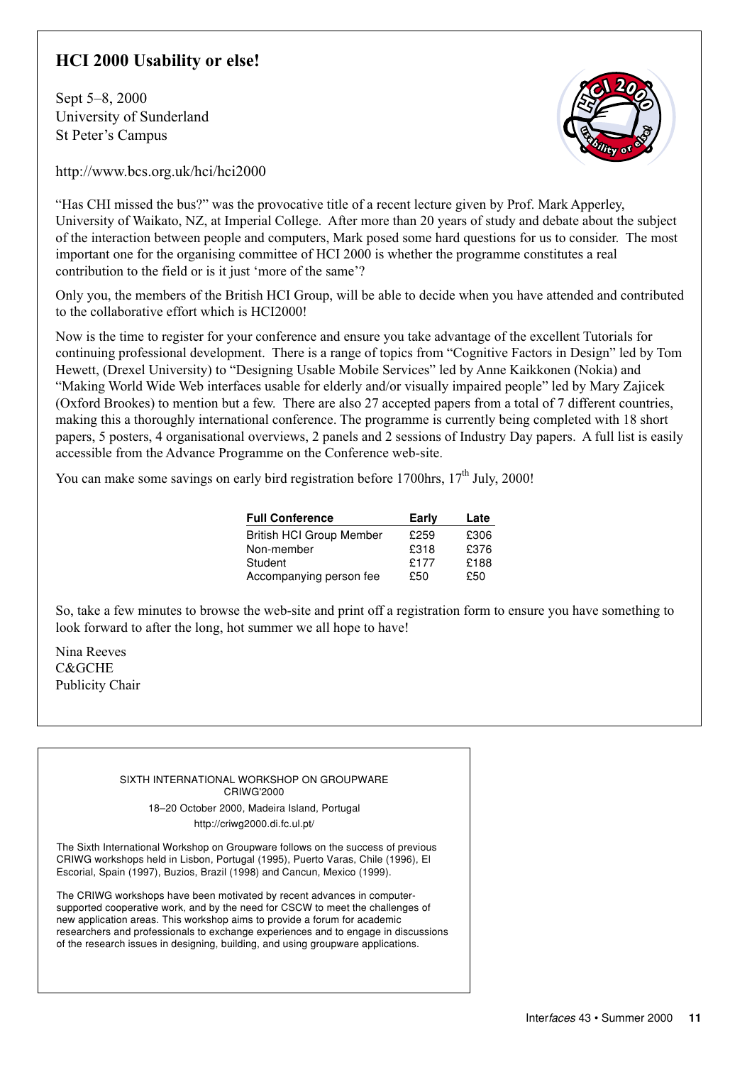## HCI 2000 Usability or else!

Sept 5–8, 2000
University of Sunderland
St Peter's Campus

http://www.bcs.org.uk/hci/hci2000

"Has CHI missed the bus?" was the provocative title of a recent lecture given by Prof. Mark Apperley, University of Waikato, NZ, at Imperial College. After more than 20 years of study and debate about the subject of the interaction between people and computers, Mark posed some hard questions for us to consider. The most important one for the organising committee of HCI 2000 is whether the programme constitutes a real contribution to the field or is it just 'more of the same'?

Only you, the members of the British HCI Group, will be able to decide when you have attended and contributed to the collaborative effort which is HCI2000!

Now is the time to register for your conference and ensure you take advantage of the excellent Tutorials for continuing professional development. There is a range of topics from "Cognitive Factors in Design" led by Tom Hewett, (Drexel University) to "Designing Usable Mobile Services" led by Anne Kaikkonen (Nokia) and "Making World Wide Web interfaces usable for elderly and/or visually impaired people" led by Mary Zajicek (Oxford Brookes) to mention but a few. There are also 27 accepted papers from a total of 7 different countries, making this a thoroughly international conference. The programme is currently being completed with 18 short papers, 5 posters, 4 organisational overviews, 2 panels and 2 sessions of Industry Day papers. A full list is easily accessible from the Advance Programme on the Conference web-site.

You can make some savings on early bird registration before 1700hrs, 17th July, 2000!

| Full Conference | Early | Late |
|---|---|---|
| British HCI Group Member | £259 | £306 |
| Non-member | £318 | £376 |
| Student | £177 | £188 |
| Accompanying person fee | £50 | £50 |

So, take a few minutes to browse the web-site and print off a registration form to ensure you have something to look forward to after the long, hot summer we all hope to have!

Nina Reeves
C&GCHE
Publicity Chair

---

SIXTH INTERNATIONAL WORKSHOP ON GROUPWARE
CRIWG'2000

18–20 October 2000, Madeira Island, Portugal

http://criwg2000.di.fc.ul.pt/

The Sixth International Workshop on Groupware follows on the success of previous CRIWG workshops held in Lisbon, Portugal (1995), Puerto Varas, Chile (1996), El Escorial, Spain (1997), Buzios, Brazil (1998) and Cancun, Mexico (1999).

The CRIWG workshops have been motivated by recent advances in computer-supported cooperative work, and by the need for CSCW to meet the challenges of new application areas. This workshop aims to provide a forum for academic researchers and professionals to exchange experiences and to engage in discussions of the research issues in designing, building, and using groupware applications.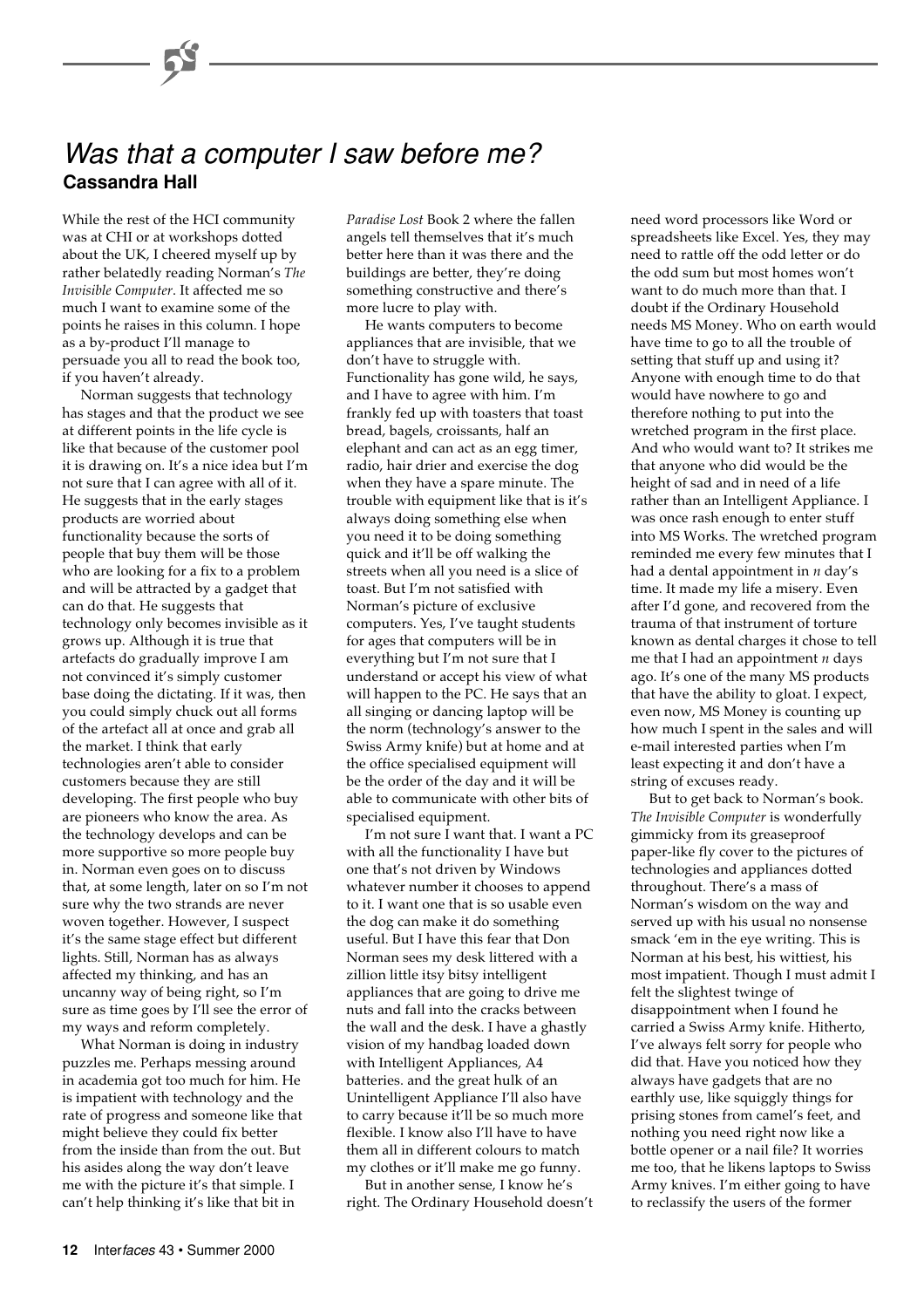# *Was that a computer I saw before me?*

**Cassandra Hall**

While the rest of the HCI community was at CHI or at workshops dotted about the UK, I cheered myself up by rather belatedly reading Norman's *The Invisible Computer*. It affected me so much I want to examine some of the points he raises in this column. I hope as a by-product I'll manage to persuade you all to read the book too, if you haven't already.

Norman suggests that technology has stages and that the product we see at different points in the life cycle is like that because of the customer pool it is drawing on. It's a nice idea but I'm not sure that I can agree with all of it. He suggests that in the early stages products are worried about functionality because the sorts of people that buy them will be those who are looking for a fix to a problem and will be attracted by a gadget that can do that. He suggests that technology only becomes invisible as it grows up. Although it is true that artefacts do gradually improve I am not convinced it's simply customer base doing the dictating. If it was, then you could simply chuck out all forms of the artefact all at once and grab all the market. I think that early technologies aren't able to consider customers because they are still developing. The first people who buy are pioneers who know the area. As the technology develops and can be more supportive so more people buy in. Norman even goes on to discuss that, at some length, later on so I'm not sure why the two strands are never woven together. However, I suspect it's the same stage effect but different lights. Still, Norman has as always affected my thinking, and has an uncanny way of being right, so I'm sure as time goes by I'll see the error of my ways and reform completely.

What Norman is doing in industry puzzles me. Perhaps messing around in academia got too much for him. He is impatient with technology and the rate of progress and someone like that might believe they could fix better from the inside than from the out. But his asides along the way don't leave me with the picture it's that simple. I can't help thinking it's like that bit in *Paradise Lost* Book 2 where the fallen angels tell themselves that it's much better here than it was there and the buildings are better, they're doing something constructive and there's more lucre to play with.

He wants computers to become appliances that are invisible, that we don't have to struggle with. Functionality has gone wild, he says, and I have to agree with him. I'm frankly fed up with toasters that toast bread, bagels, croissants, half an elephant and can act as an egg timer, radio, hair drier and exercise the dog when they have a spare minute. The trouble with equipment like that is it's always doing something else when you need it to be doing something quick and it'll be off walking the streets when all you need is a slice of toast. But I'm not satisfied with Norman's picture of exclusive computers. Yes, I've taught students for ages that computers will be in everything but I'm not sure that I understand or accept his view of what will happen to the PC. He says that an all singing or dancing laptop will be the norm (technology's answer to the Swiss Army knife) but at home and at the office specialised equipment will be the order of the day and it will be able to communicate with other bits of specialised equipment.

I'm not sure I want that. I want a PC with all the functionality I have but one that's not driven by Windows whatever number it chooses to append to it. I want one that is so usable even the dog can make it do something useful. But I have this fear that Don Norman sees my desk littered with a zillion little itsy bitsy intelligent appliances that are going to drive me nuts and fall into the cracks between the wall and the desk. I have a ghastly vision of my handbag loaded down with Intelligent Appliances, A4 batteries. and the great hulk of an Unintelligent Appliance I'll also have to carry because it'll be so much more flexible. I know also I'll have to have them all in different colours to match my clothes or it'll make me go funny.

But in another sense, I know he's right. The Ordinary Household doesn't need word processors like Word or spreadsheets like Excel. Yes, they may need to rattle off the odd letter or do the odd sum but most homes won't want to do much more than that. I doubt if the Ordinary Household needs MS Money. Who on earth would have time to go to all the trouble of setting that stuff up and using it? Anyone with enough time to do that would have nowhere to go and therefore nothing to put into the wretched program in the first place. And who would want to? It strikes me that anyone who did would be the height of sad and in need of a life rather than an Intelligent Appliance. I was once rash enough to enter stuff into MS Works. The wretched program reminded me every few minutes that I had a dental appointment in *n* day's time. It made my life a misery. Even after I'd gone, and recovered from the trauma of that instrument of torture known as dental charges it chose to tell me that I had an appointment *n* days ago. It's one of the many MS products that have the ability to gloat. I expect, even now, MS Money is counting up how much I spent in the sales and will e-mail interested parties when I'm least expecting it and don't have a string of excuses ready.

But to get back to Norman's book. *The Invisible Computer* is wonderfully gimmicky from its greaseproof paper-like fly cover to the pictures of technologies and appliances dotted throughout. There's a mass of Norman's wisdom on the way and served up with his usual no nonsense smack 'em in the eye writing. This is Norman at his best, his wittiest, his most impatient. Though I must admit I felt the slightest twinge of disappointment when I found he carried a Swiss Army knife. Hitherto, I've always felt sorry for people who did that. Have you noticed how they always have gadgets that are no earthly use, like squiggly things for prising stones from camel's feet, and nothing you need right now like a bottle opener or a nail file? It worries me too, that he likens laptops to Swiss Army knives. I'm either going to have to reclassify the users of the former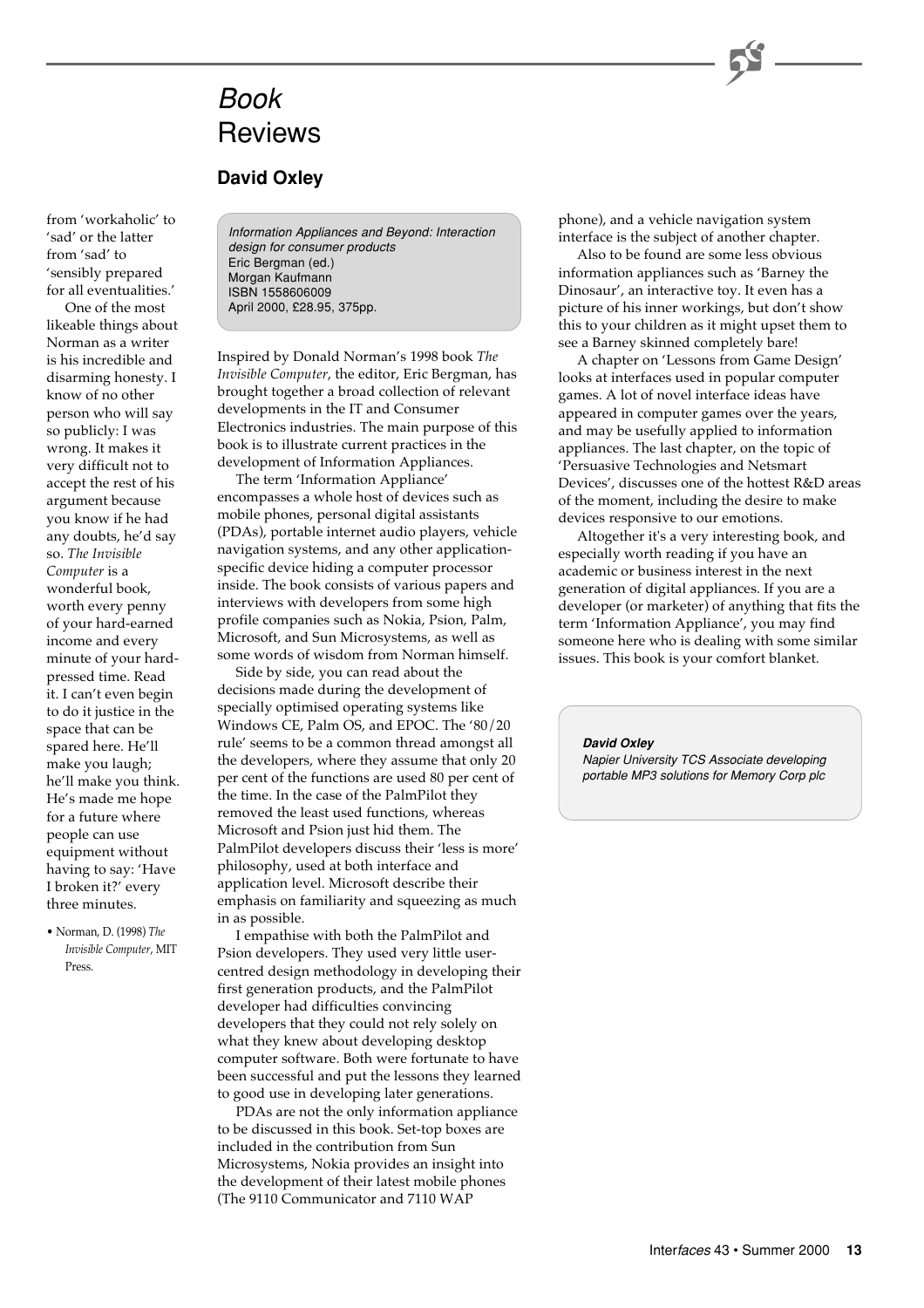from 'workaholic' to 'sad' or the latter from 'sad' to 'sensibly prepared for all eventualities.'

One of the most likeable things about Norman as a writer is his incredible and disarming honesty. I know of no other person who will say so publicly: I was wrong. It makes it very difficult not to accept the rest of his argument because you know if he had any doubts, he'd say so. *The Invisible Computer* is a wonderful book, worth every penny of your hard-earned income and every minute of your hard-pressed time. Read it. I can't even begin to do it justice in the space that can be spared here. He'll make you laugh; he'll make you think. He's made me hope for a future where people can use equipment without having to say: 'Have I broken it?' every three minutes.

- Norman, D. (1998) *The Invisible Computer*, MIT Press.

# *Book* Reviews

## David Oxley

*Information Appliances and Beyond: Interaction design for consumer products*
Eric Bergman (ed.)
Morgan Kaufmann
ISBN 1558606009
April 2000, £28.95, 375pp.

Inspired by Donald Norman's 1998 book *The Invisible Computer*, the editor, Eric Bergman, has brought together a broad collection of relevant developments in the IT and Consumer Electronics industries. The main purpose of this book is to illustrate current practices in the development of Information Appliances.

The term 'Information Appliance' encompasses a whole host of devices such as mobile phones, personal digital assistants (PDAs), portable internet audio players, vehicle navigation systems, and any other application-specific device hiding a computer processor inside. The book consists of various papers and interviews with developers from some high profile companies such as Nokia, Psion, Palm, Microsoft, and Sun Microsystems, as well as some words of wisdom from Norman himself.

Side by side, you can read about the decisions made during the development of specially optimised operating systems like Windows CE, Palm OS, and EPOC. The '80/20 rule' seems to be a common thread amongst all the developers, where they assume that only 20 per cent of the functions are used 80 per cent of the time. In the case of the PalmPilot they removed the least used functions, whereas Microsoft and Psion just hid them. The PalmPilot developers discuss their 'less is more' philosophy, used at both interface and application level. Microsoft describe their emphasis on familiarity and squeezing as much in as possible.

I empathise with both the PalmPilot and Psion developers. They used very little user-centred design methodology in developing their first generation products, and the PalmPilot developer had difficulties convincing developers that they could not rely solely on what they knew about developing desktop computer software. Both were fortunate to have been successful and put the lessons they learned to good use in developing later generations.

PDAs are not the only information appliance to be discussed in this book. Set-top boxes are included in the contribution from Sun Microsystems, Nokia provides an insight into the development of their latest mobile phones (The 9110 Communicator and 7110 WAP phone), and a vehicle navigation system interface is the subject of another chapter.

Also to be found are some less obvious information appliances such as 'Barney the Dinosaur', an interactive toy. It even has a picture of his inner workings, but don't show this to your children as it might upset them to see a Barney skinned completely bare!

A chapter on 'Lessons from Game Design' looks at interfaces used in popular computer games. A lot of novel interface ideas have appeared in computer games over the years, and may be usefully applied to information appliances. The last chapter, on the topic of 'Persuasive Technologies and Netsmart Devices', discusses one of the hottest R&D areas of the moment, including the desire to make devices responsive to our emotions.

Altogether it's a very interesting book, and especially worth reading if you have an academic or business interest in the next generation of digital appliances. If you are a developer (or marketer) of anything that fits the term 'Information Appliance', you may find someone here who is dealing with some similar issues. This book is your comfort blanket.

***David Oxley***
*Napier University TCS Associate developing portable MP3 solutions for Memory Corp plc*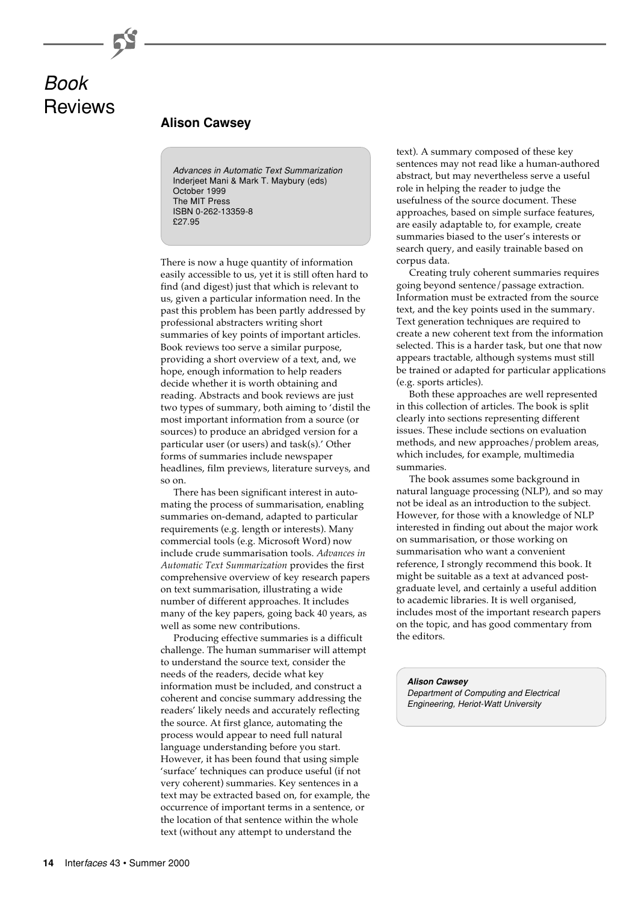# *Book* Reviews

## Alison Cawsey

*Advances in Automatic Text Summarization*
Inderjeet Mani & Mark T. Maybury (eds)
October 1999
The MIT Press
ISBN 0-262-13359-8
£27.95

There is now a huge quantity of information easily accessible to us, yet it is still often hard to find (and digest) just that which is relevant to us, given a particular information need. In the past this problem has been partly addressed by professional abstracters writing short summaries of key points of important articles. Book reviews too serve a similar purpose, providing a short overview of a text, and, we hope, enough information to help readers decide whether it is worth obtaining and reading. Abstracts and book reviews are just two types of summary, both aiming to 'distil the most important information from a source (or sources) to produce an abridged version for a particular user (or users) and task(s).' Other forms of summaries include newspaper headlines, film previews, literature surveys, and so on.

There has been significant interest in automating the process of summarisation, enabling summaries on-demand, adapted to particular requirements (e.g. length or interests). Many commercial tools (e.g. Microsoft Word) now include crude summarisation tools. *Advances in Automatic Text Summarization* provides the first comprehensive overview of key research papers on text summarisation, illustrating a wide number of different approaches. It includes many of the key papers, going back 40 years, as well as some new contributions.

Producing effective summaries is a difficult challenge. The human summariser will attempt to understand the source text, consider the needs of the readers, decide what key information must be included, and construct a coherent and concise summary addressing the readers' likely needs and accurately reflecting the source. At first glance, automating the process would appear to need full natural language understanding before you start. However, it has been found that using simple 'surface' techniques can produce useful (if not very coherent) summaries. Key sentences in a text may be extracted based on, for example, the occurrence of important terms in a sentence, or the location of that sentence within the whole text (without any attempt to understand the text). A summary composed of these key sentences may not read like a human-authored abstract, but may nevertheless serve a useful role in helping the reader to judge the usefulness of the source document. These approaches, based on simple surface features, are easily adaptable to, for example, create summaries biased to the user's interests or search query, and easily trainable based on corpus data.

Creating truly coherent summaries requires going beyond sentence/passage extraction. Information must be extracted from the source text, and the key points used in the summary. Text generation techniques are required to create a new coherent text from the information selected. This is a harder task, but one that now appears tractable, although systems must still be trained or adapted for particular applications (e.g. sports articles).

Both these approaches are well represented in this collection of articles. The book is split clearly into sections representing different issues. These include sections on evaluation methods, and new approaches/problem areas, which includes, for example, multimedia summaries.

The book assumes some background in natural language processing (NLP), and so may not be ideal as an introduction to the subject. However, for those with a knowledge of NLP interested in finding out about the major work on summarisation, or those working on summarisation who want a convenient reference, I strongly recommend this book. It might be suitable as a text at advanced postgraduate level, and certainly a useful addition to academic libraries. It is well organised, includes most of the important research papers on the topic, and has good commentary from the editors.

***Alison Cawsey***
*Department of Computing and Electrical Engineering, Heriot-Watt University*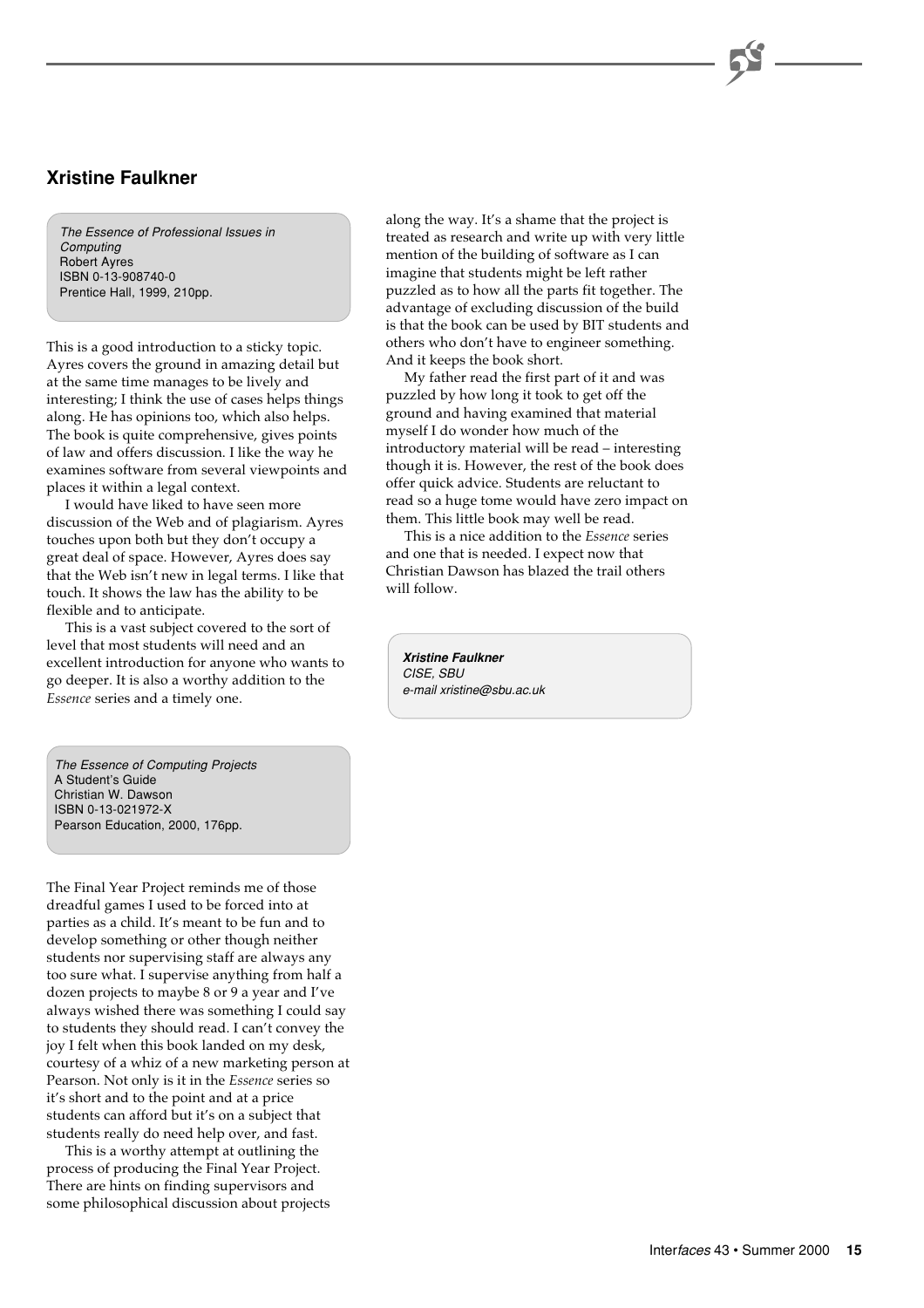## Xristine Faulkner

*The Essence of Professional Issues in Computing*
Robert Ayres
ISBN 0-13-908740-0
Prentice Hall, 1999, 210pp.

This is a good introduction to a sticky topic. Ayres covers the ground in amazing detail but at the same time manages to be lively and interesting; I think the use of cases helps things along. He has opinions too, which also helps. The book is quite comprehensive, gives points of law and offers discussion. I like the way he examines software from several viewpoints and places it within a legal context.

I would have liked to have seen more discussion of the Web and of plagiarism. Ayres touches upon both but they don't occupy a great deal of space. However, Ayres does say that the Web isn't new in legal terms. I like that touch. It shows the law has the ability to be flexible and to anticipate.

This is a vast subject covered to the sort of level that most students will need and an excellent introduction for anyone who wants to go deeper. It is also a worthy addition to the *Essence* series and a timely one.

*The Essence of Computing Projects*
A Student's Guide
Christian W. Dawson
ISBN 0-13-021972-X
Pearson Education, 2000, 176pp.

The Final Year Project reminds me of those dreadful games I used to be forced into at parties as a child. It's meant to be fun and to develop something or other though neither students nor supervising staff are always any too sure what. I supervise anything from half a dozen projects to maybe 8 or 9 a year and I've always wished there was something I could say to students they should read. I can't convey the joy I felt when this book landed on my desk, courtesy of a whiz of a new marketing person at Pearson. Not only is it in the *Essence* series so it's short and to the point and at a price students can afford but it's on a subject that students really do need help over, and fast.

This is a worthy attempt at outlining the process of producing the Final Year Project. There are hints on finding supervisors and some philosophical discussion about projects along the way. It's a shame that the project is treated as research and write up with very little mention of the building of software as I can imagine that students might be left rather puzzled as to how all the parts fit together. The advantage of excluding discussion of the build is that the book can be used by BIT students and others who don't have to engineer something. And it keeps the book short.

My father read the first part of it and was puzzled by how long it took to get off the ground and having examined that material myself I do wonder how much of the introductory material will be read – interesting though it is. However, the rest of the book does offer quick advice. Students are reluctant to read so a huge tome would have zero impact on them. This little book may well be read.

This is a nice addition to the *Essence* series and one that is needed. I expect now that Christian Dawson has blazed the trail others will follow.

***Xristine Faulkner***
*CISE, SBU*
*e-mail xristine@sbu.ac.uk*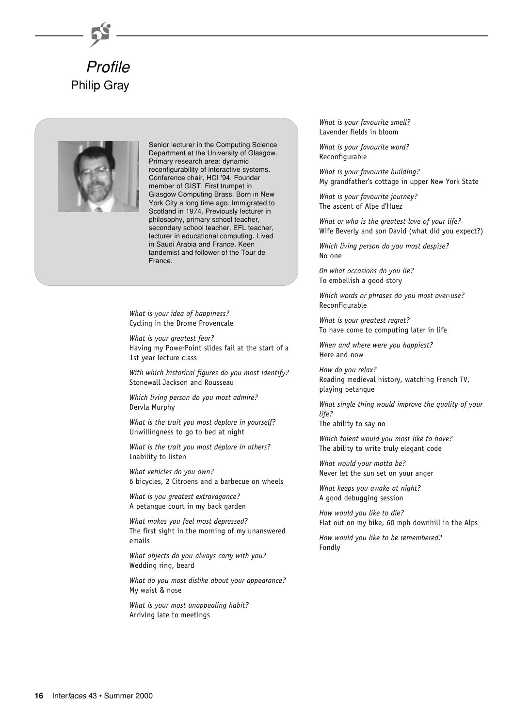# *Profile*

## Philip Gray

Senior lecturer in the Computing Science Department at the University of Glasgow. Primary research area: dynamic reconfigurability of interactive systems. Conference chair, HCI '94. Founder member of GIST. First trumpet in Glasgow Computing Brass. Born in New York City a long time ago. Immigrated to Scotland in 1974. Previously lecturer in philosophy, primary school teacher, secondary school teacher, EFL teacher, lecturer in educational computing. Lived in Saudi Arabia and France. Keen tandemist and follower of the Tour de France.

*What is your idea of happiness?*
Cycling in the Drome Provencale

*What is your greatest fear?*
Having my PowerPoint slides fail at the start of a 1st year lecture class

*With which historical figures do you most identify?*
Stonewall Jackson and Rousseau

*Which living person do you most admire?*
Dervla Murphy

*What is the trait you most deplore in yourself?*
Unwillingness to go to bed at night

*What is the trait you most deplore in others?*
Inability to listen

*What vehicles do you own?*
6 bicycles, 2 Citroens and a barbecue on wheels

*What is you greatest extravagance?*
A petanque court in my back garden

*What makes you feel most depressed?*
The first sight in the morning of my unanswered emails

*What objects do you always carry with you?*
Wedding ring, beard

*What do you most dislike about your appearance?*
My waist & nose

*What is your most unappealing habit?*
Arriving late to meetings

*What is your favourite smell?*
Lavender fields in bloom

*What is your favourite word?*
Reconfigurable

*What is your favourite building?*
My grandfather's cottage in upper New York State

*What is your favourite journey?*
The ascent of Alpe d'Huez

*What or who is the greatest love of your life?*
Wife Beverly and son David (what did you expect?)

*Which living person do you most despise?*
No one

*On what occasions do you lie?*
To embellish a good story

*Which words or phrases do you most over-use?*
Reconfigurable

*What is your greatest regret?*
To have come to computing later in life

*When and where were you happiest?*
Here and now

*How do you relax?*
Reading medieval history, watching French TV, playing petanque

*What single thing would improve the quality of your life?*
The ability to say no

*Which talent would you most like to have?*
The ability to write truly elegant code

*What would your motto be?*
Never let the sun set on your anger

*What keeps you awake at night?*
A good debugging session

*How would you like to die?*
Flat out on my bike, 60 mph downhill in the Alps

*How would you like to be remembered?*
Fondly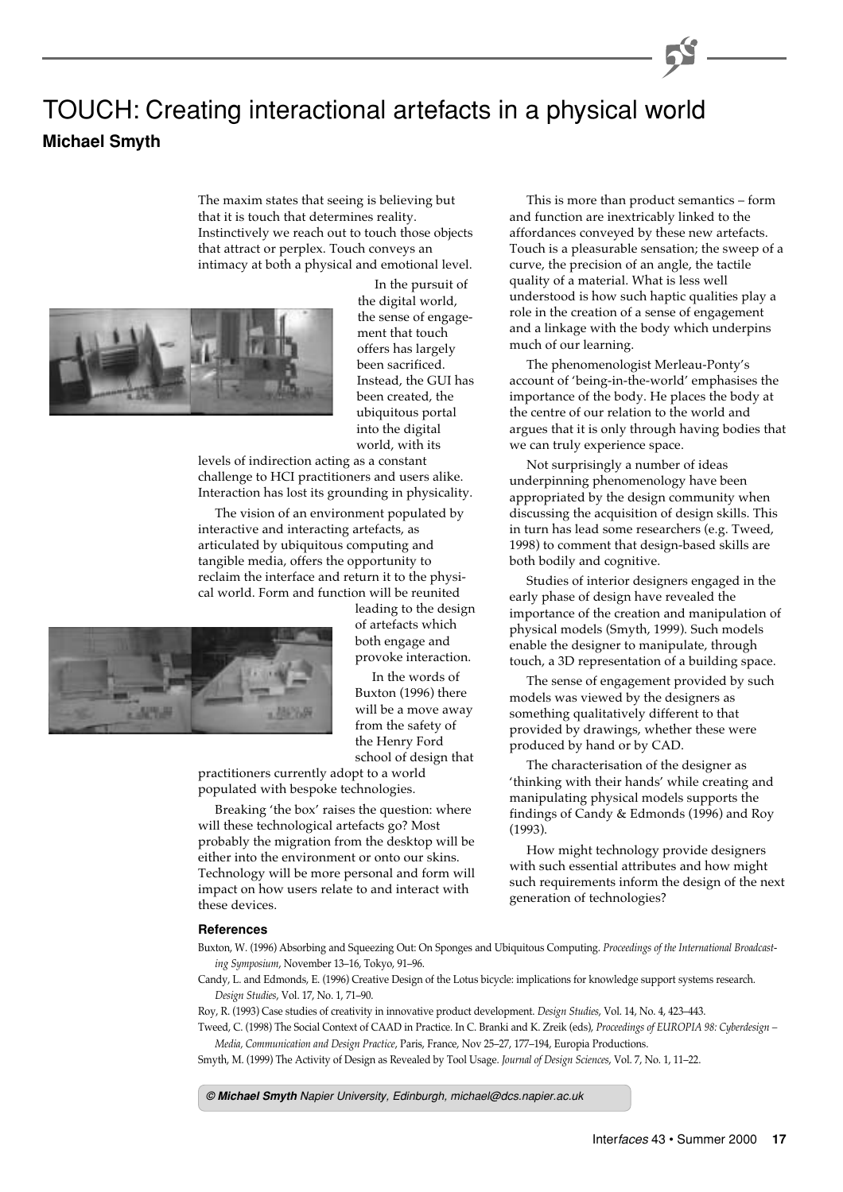# TOUCH: Creating interactional artefacts in a physical world

**Michael Smyth**

The maxim states that seeing is believing but that it is touch that determines reality. Instinctively we reach out to touch those objects that attract or perplex. Touch conveys an intimacy at both a physical and emotional level.

In the pursuit of the digital world, the sense of engagement that touch offers has largely been sacrificed. Instead, the GUI has been created, the ubiquitous portal into the digital world, with its levels of indirection acting as a constant challenge to HCI practitioners and users alike. Interaction has lost its grounding in physicality.

The vision of an environment populated by interactive and interacting artefacts, as articulated by ubiquitous computing and tangible media, offers the opportunity to reclaim the interface and return it to the physical world. Form and function will be reunited leading to the design of artefacts which both engage and provoke interaction.

In the words of Buxton (1996) there will be a move away from the safety of the Henry Ford school of design that practitioners currently adopt to a world populated with bespoke technologies.

Breaking 'the box' raises the question: where will these technological artefacts go? Most probably the migration from the desktop will be either into the environment or onto our skins. Technology will be more personal and form will impact on how users relate to and interact with these devices.

This is more than product semantics – form and function are inextricably linked to the affordances conveyed by these new artefacts. Touch is a pleasurable sensation; the sweep of a curve, the precision of an angle, the tactile quality of a material. What is less well understood is how such haptic qualities play a role in the creation of a sense of engagement and a linkage with the body which underpins much of our learning.

The phenomenologist Merleau-Ponty's account of 'being-in-the-world' emphasises the importance of the body. He places the body at the centre of our relation to the world and argues that it is only through having bodies that we can truly experience space.

Not surprisingly a number of ideas underpinning phenomenology have been appropriated by the design community when discussing the acquisition of design skills. This in turn has lead some researchers (e.g. Tweed, 1998) to comment that design-based skills are both bodily and cognitive.

Studies of interior designers engaged in the early phase of design have revealed the importance of the creation and manipulation of physical models (Smyth, 1999). Such models enable the designer to manipulate, through touch, a 3D representation of a building space.

The sense of engagement provided by such models was viewed by the designers as something qualitatively different to that provided by drawings, whether these were produced by hand or by CAD.

The characterisation of the designer as 'thinking with their hands' while creating and manipulating physical models supports the findings of Candy & Edmonds (1996) and Roy (1993).

How might technology provide designers with such essential attributes and how might such requirements inform the design of the next generation of technologies?

### References

Buxton, W. (1996) Absorbing and Squeezing Out: On Sponges and Ubiquitous Computing. *Proceedings of the International Broadcasting Symposium*, November 13–16, Tokyo, 91–96.

Candy, L. and Edmonds, E. (1996) Creative Design of the Lotus bicycle: implications for knowledge support systems research. *Design Studies*, Vol. 17, No. 1, 71–90.

Roy, R. (1993) Case studies of creativity in innovative product development. *Design Studies*, Vol. 14, No. 4, 423–443.

Tweed, C. (1998) The Social Context of CAAD in Practice. In C. Branki and K. Zreik (eds), *Proceedings of EUROPIA 98: Cyberdesign – Media, Communication and Design Practice*, Paris, France, Nov 25–27, 177–194, Europia Productions.

Smyth, M. (1999) The Activity of Design as Revealed by Tool Usage. *Journal of Design Sciences*, Vol. 7, No. 1, 11–22.

*© **Michael Smyth** Napier University, Edinburgh, michael@dcs.napier.ac.uk*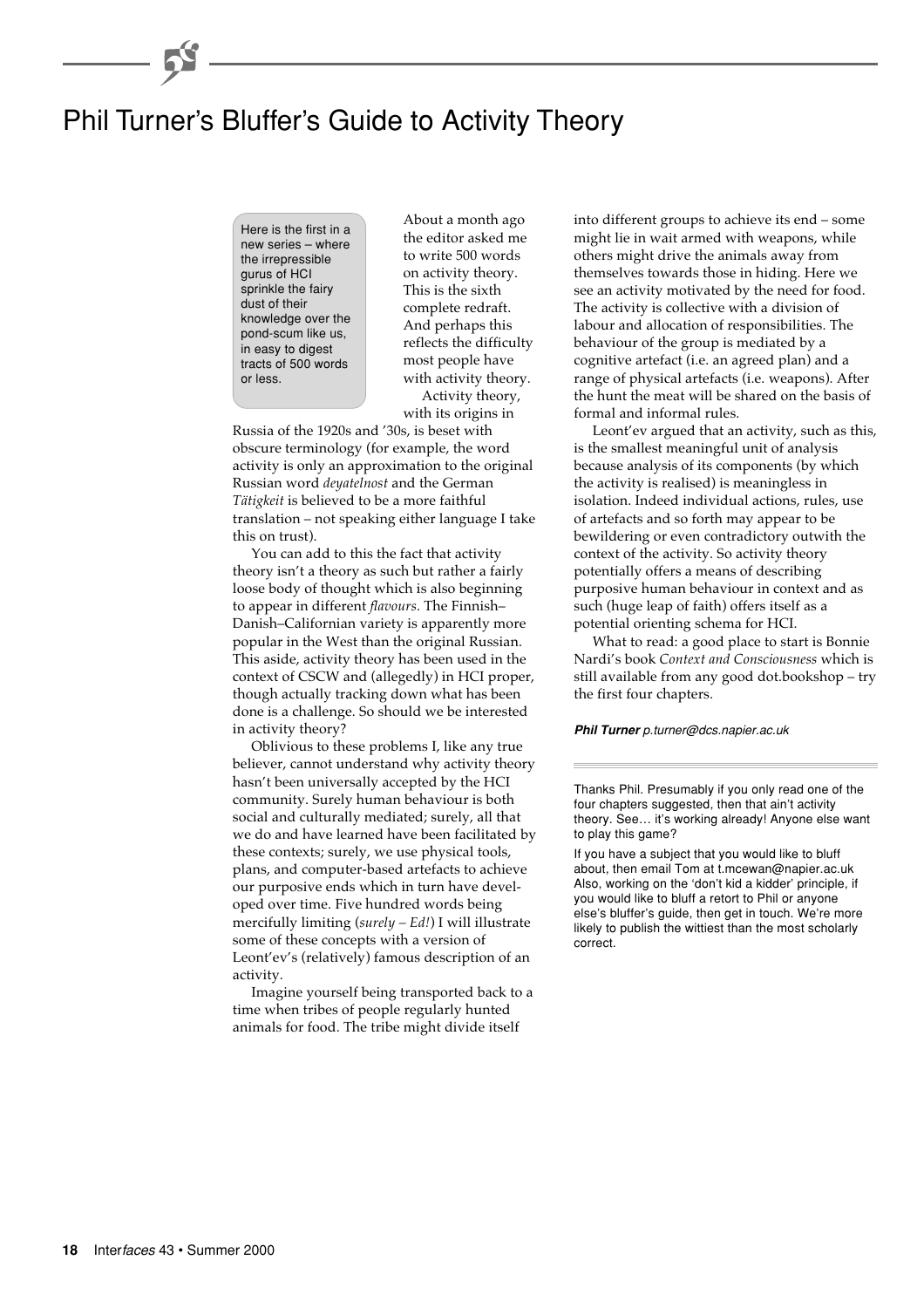# Phil Turner's Bluffer's Guide to Activity Theory

Here is the first in a new series – where the irrepressible gurus of HCI sprinkle the fairy dust of their knowledge over the pond-scum like us, in easy to digest tracts of 500 words or less.

About a month ago the editor asked me to write 500 words on activity theory. This is the sixth complete redraft. And perhaps this reflects the difficulty most people have with activity theory.

Activity theory, with its origins in Russia of the 1920s and '30s, is beset with obscure terminology (for example, the word activity is only an approximation to the original Russian word *deyatelnost* and the German *Tätigkeit* is believed to be a more faithful translation – not speaking either language I take this on trust).

You can add to this the fact that activity theory isn't a theory as such but rather a fairly loose body of thought which is also beginning to appear in different *flavours*. The Finnish–Danish–Californian variety is apparently more popular in the West than the original Russian. This aside, activity theory has been used in the context of CSCW and (allegedly) in HCI proper, though actually tracking down what has been done is a challenge. So should we be interested in activity theory?

Oblivious to these problems I, like any true believer, cannot understand why activity theory hasn't been universally accepted by the HCI community. Surely human behaviour is both social and culturally mediated; surely, all that we do and have learned have been facilitated by these contexts; surely, we use physical tools, plans, and computer-based artefacts to achieve our purposive ends which in turn have developed over time. Five hundred words being mercifully limiting (*surely – Ed!*) I will illustrate some of these concepts with a version of Leont'ev's (relatively) famous description of an activity.

Imagine yourself being transported back to a time when tribes of people regularly hunted animals for food. The tribe might divide itself into different groups to achieve its end – some might lie in wait armed with weapons, while others might drive the animals away from themselves towards those in hiding. Here we see an activity motivated by the need for food. The activity is collective with a division of labour and allocation of responsibilities. The behaviour of the group is mediated by a cognitive artefact (i.e. an agreed plan) and a range of physical artefacts (i.e. weapons). After the hunt the meat will be shared on the basis of formal and informal rules.

Leont'ev argued that an activity, such as this, is the smallest meaningful unit of analysis because analysis of its components (by which the activity is realised) is meaningless in isolation. Indeed individual actions, rules, use of artefacts and so forth may appear to be bewildering or even contradictory outwith the context of the activity. So activity theory potentially offers a means of describing purposive human behaviour in context and as such (huge leap of faith) offers itself as a potential orienting schema for HCI.

What to read: a good place to start is Bonnie Nardi's book *Context and Consciousness* which is still available from any good dot.bookshop – try the first four chapters.

***Phil Turner*** *p.turner@dcs.napier.ac.uk*

---

Thanks Phil. Presumably if you only read one of the four chapters suggested, then that ain't activity theory. See… it's working already! Anyone else want to play this game?

If you have a subject that you would like to bluff about, then email Tom at t.mcewan@napier.ac.uk Also, working on the 'don't kid a kidder' principle, if you would like to bluff a retort to Phil or anyone else's bluffer's guide, then get in touch. We're more likely to publish the wittiest than the most scholarly correct.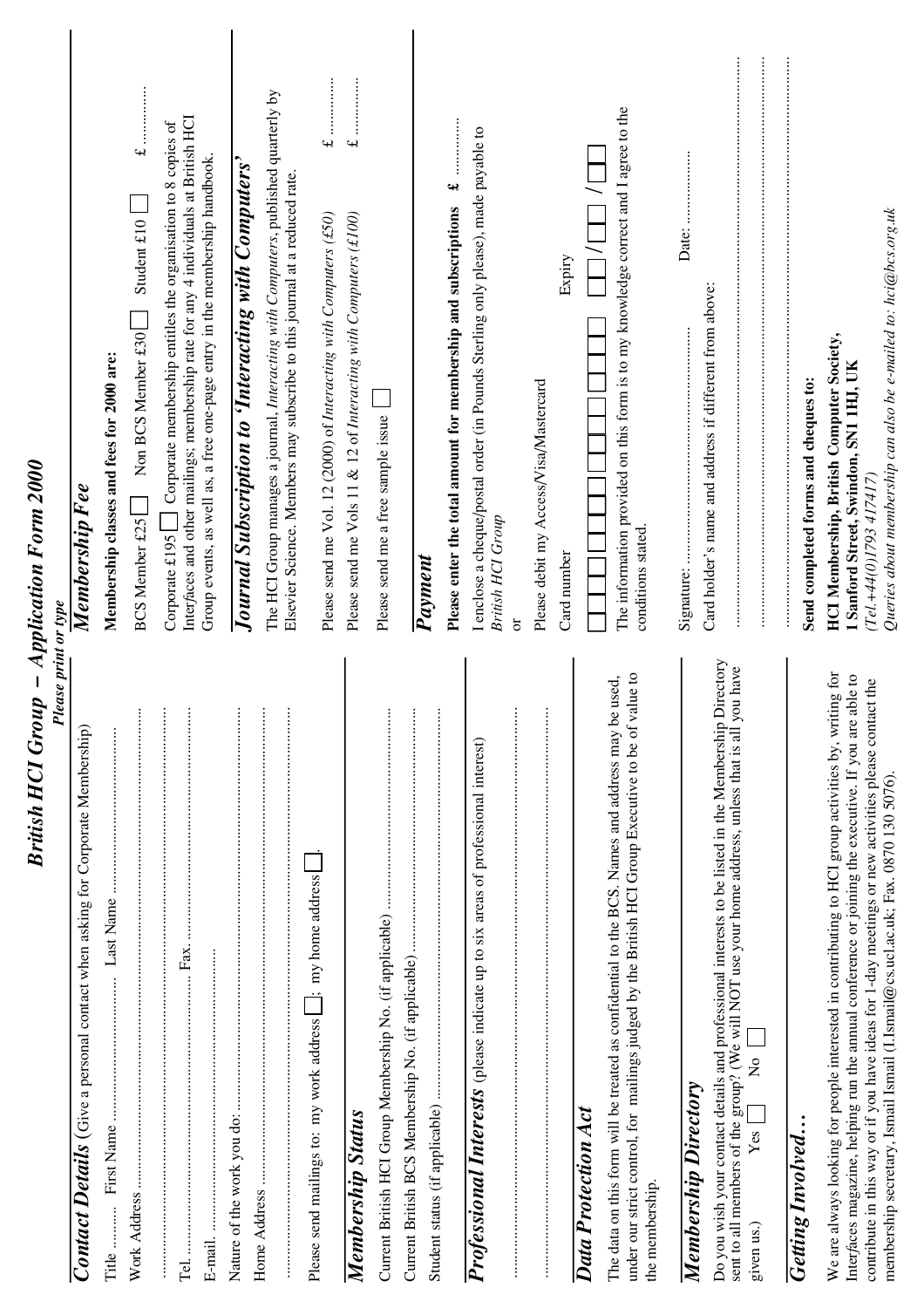# British HCI Group – Application Form 2000

*Please print or type*

## Contact Details (Give a personal contact when asking for Corporate Membership)

Title ........ First Name .............................. Last Name ..............................

Work Address ..............................................................................................

..............................................................................................................

Tel. .............................................. Fax. ..............................................

E-mail. ....................................................................................................

Nature of the work you do: ....................................................................

Home Address ...........................................................................................

..............................................................................................................

Please send mailings to: my work address ☐; my home address ☐.

## Membership Status

Current British HCI Group Membership No. (if applicable) ..........................

Current British BCS Membership No. (if applicable) ...................................

Student status (if applicable) ....................................................................

## Professional Interests (please indicate up to six areas of professional interest)

..............................................................................................................

..............................................................................................................

## Data Protection Act

The data on this form will be treated as confidential to the BCS. Names and address may be used, under our strict control, for mailings judged by the British HCI Group Executive to be of value to the membership.

## Membership Directory

Do you wish your contact details and professional interests to be listed in the Membership Directory sent to all members of the group? (We will NOT use your home address, unless that is all you have given us.) Yes ☐ No ☐

## Getting Involved…

We are always looking for people interested in contributing to HCI group activities by, writing for Interfaces magazine, helping run the annual conference or joining the executive. If you are able to contribute in this way or if you have ideas for 1-day meetings or new activities please contact the membership secretary, Ismail Ismail (I.Ismail@cs.ucl.ac.uk; Fax. 0870 130 5076).

## Membership Fee

**Membership classes and fees for 2000 are:**

BCS Member £25 ☐ Non BCS Member £30 ☐ Student £10 ☐ £ ............

Corporate £195 ☐ Corporate membership entitles the organisation to 8 copies of Interfaces and other mailings; membership rate for any 4 individuals at British HCI Group events, as well as, a free one-page entry in the membership handbook.

## Journal Subscription to 'Interacting with Computers'

The HCI Group manages a journal, *Interacting with Computers*, published quarterly by Elsevier Science. Members may subscribe to this journal at a reduced rate.

Please send me Vol. 12 (2000) of *Interacting with Computers (£50)* £ ............

Please send me Vols 11 & 12 of *Interacting with Computers (£100)* £ ............

Please send me a free sample issue ☐

## Payment

**Please enter the total amount for membership and subscriptions £ ............**

I enclose a cheque/postal order (in Pounds Sterling only please), made payable to *British HCI Group*

or

Please debit my Access/Visa/Mastercard

Card number ☐☐☐☐☐☐☐☐☐☐☐☐☐☐☐☐ Expiry ☐☐/☐☐ / ☐☐

The information provided on this form is to my knowledge correct and I agree to the conditions stated.

Signature: ........................................................ Date: ..................

Card holder's name and address if different from above:

..............................................................................................................

..............................................................................................................

..............................................................................................................

**Send completed forms and cheques to:**

**HCI Membership, British Computer Society, 1 Sanford Street, Swindon, SN1 1HJ, UK**

*(Tel.+44(0)1793 417417)*

*Queries about membership can also be e-mailed to: hci@bcs.org.uk*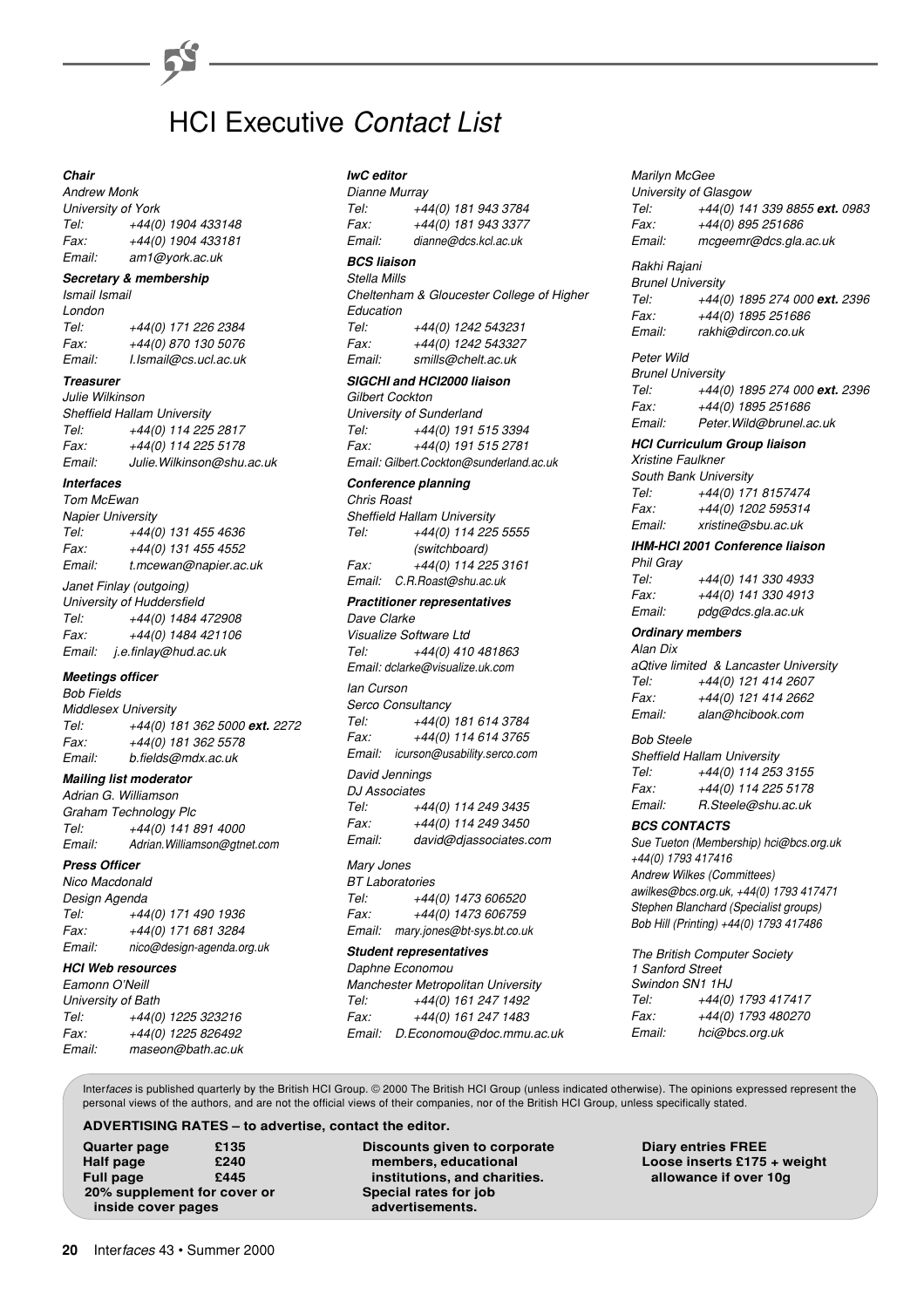# HCI Executive *Contact List*

***Chair***

*Andrew Monk*
*University of York*
*Tel: +44(0) 1904 433148*
*Fax: +44(0) 1904 433181*
*Email: am1@york.ac.uk*

***Secretary & membership***

*Ismail Ismail*
*London*
*Tel: +44(0) 171 226 2384*
*Fax: +44(0) 870 130 5076*
*Email: I.Ismail@cs.ucl.ac.uk*

***Treasurer***

*Julie Wilkinson*
*Sheffield Hallam University*
*Tel: +44(0) 114 225 2817*
*Fax: +44(0) 114 225 5178*
*Email: Julie.Wilkinson@shu.ac.uk*

***Interfaces***

*Tom McEwan*
*Napier University*
*Tel: +44(0) 131 455 4636*
*Fax: +44(0) 131 455 4552*
*Email: t.mcewan@napier.ac.uk*

*Janet Finlay (outgoing)*
*University of Huddersfield*
*Tel: +44(0) 1484 472908*
*Fax: +44(0) 1484 421106*
*Email: j.e.finlay@hud.ac.uk*

***Meetings officer***

*Bob Fields*
*Middlesex University*
*Tel: +44(0) 181 362 5000 **ext.** 2272*
*Fax: +44(0) 181 362 5578*
*Email: b.fields@mdx.ac.uk*

***Mailing list moderator***

*Adrian G. Williamson*
*Graham Technology Plc*
*Tel: +44(0) 141 891 4000*
*Email: Adrian.Williamson@gtnet.com*

***Press Officer***

*Nico Macdonald*
*Design Agenda*
*Tel: +44(0) 171 490 1936*
*Fax: +44(0) 171 681 3284*
*Email: nico@design-agenda.org.uk*

***HCI Web resources***

*Eamonn O'Neill*
*University of Bath*
*Tel: +44(0) 1225 323216*
*Fax: +44(0) 1225 826492*
*Email: maseon@bath.ac.uk*

***IwC editor***

*Dianne Murray*
*Tel: +44(0) 181 943 3784*
*Fax: +44(0) 181 943 3377*
*Email: dianne@dcs.kcl.ac.uk*

***BCS liaison***

*Stella Mills*
*Cheltenham & Gloucester College of Higher Education*
*Tel: +44(0) 1242 543231*
*Fax: +44(0) 1242 543327*
*Email: smills@chelt.ac.uk*

***SIGCHI and HCI2000 liaison***

*Gilbert Cockton*
*University of Sunderland*
*Tel: +44(0) 191 515 3394*
*Fax: +44(0) 191 515 2781*
*Email: Gilbert.Cockton@sunderland.ac.uk*

***Conference planning***

*Chris Roast*
*Sheffield Hallam University*
*Tel: +44(0) 114 225 5555 (switchboard)*
*Fax: +44(0) 114 225 3161*
*Email: C.R.Roast@shu.ac.uk*

***Practitioner representatives***

*Dave Clarke*
*Visualize Software Ltd*
*Tel: +44(0) 410 481863*
*Email: dclarke@visualize.uk.com*

*Ian Curson*
*Serco Consultancy*
*Tel: +44(0) 181 614 3784*
*Fax: +44(0) 114 614 3765*
*Email: icurson@usability.serco.com*

*David Jennings*
*DJ Associates*
*Tel: +44(0) 114 249 3435*
*Fax: +44(0) 114 249 3450*
*Email: david@djassociates.com*

*Mary Jones*
*BT Laboratories*
*Tel: +44(0) 1473 606520*
*Fax: +44(0) 1473 606759*
*Email: mary.jones@bt-sys.bt.co.uk*

***Student representatives***

*Daphne Economou*
*Manchester Metropolitan University*
*Tel: +44(0) 161 247 1492*
*Fax: +44(0) 161 247 1483*
*Email: D.Economou@doc.mmu.ac.uk*

*Marilyn McGee*
*University of Glasgow*
*Tel: +44(0) 141 339 8855 **ext.** 0983*
*Fax: +44(0) 895 251686*
*Email: mcgeemr@dcs.gla.ac.uk*

*Rakhi Rajani*
*Brunel University*
*Tel: +44(0) 1895 274 000 **ext.** 2396*
*Fax: +44(0) 1895 251686*
*Email: rakhi@dircon.co.uk*

*Peter Wild*
*Brunel University*
*Tel: +44(0) 1895 274 000 **ext.** 2396*
*Fax: +44(0) 1895 251686*
*Email: Peter.Wild@brunel.ac.uk*

***HCI Curriculum Group liaison***

*Xristine Faulkner*
*South Bank University*
*Tel: +44(0) 171 8157474*
*Fax: +44(0) 1202 595314*
*Email: xristine@sbu.ac.uk*

***IHM-HCI 2001 Conference liaison***

*Phil Gray*
*Tel: +44(0) 141 330 4933*
*Fax: +44(0) 141 330 4913*
*Email: pdg@dcs.gla.ac.uk*

***Ordinary members***

*Alan Dix*
*aQtive limited & Lancaster University*
*Tel: +44(0) 121 414 2607*
*Fax: +44(0) 121 414 2662*
*Email: alan@hcibook.com*

*Bob Steele*
*Sheffield Hallam University*
*Tel: +44(0) 114 253 3155*
*Fax: +44(0) 114 225 5178*
*Email: R.Steele@shu.ac.uk*

***BCS CONTACTS***

*Sue Tueton (Membership) hci@bcs.org.uk +44(0) 1793 417416*
*Andrew Wilkes (Committees) awilkes@bcs.org.uk, +44(0) 1793 417471*
*Stephen Blanchard (Specialist groups)*
*Bob Hill (Printing) +44(0) 1793 417486*

*The British Computer Society*
*1 Sanford Street*
*Swindon SN1 1HJ*
*Tel: +44(0) 1793 417417*
*Fax: +44(0) 1793 480270*
*Email: hci@bcs.org.uk*

Inter*faces* is published quarterly by the British HCI Group. © 2000 The British HCI Group (unless indicated otherwise). The opinions expressed represent the personal views of the authors, and are not the official views of their companies, nor of the British HCI Group, unless specifically stated.

**ADVERTISING RATES – to advertise, contact the editor.**

| | |
|---|---|
| **Quarter page** | **£135** |
| **Half page** | **£240** |
| **Full page** | **£445** |

**20% supplement for cover or inside cover pages**

**Discounts given to corporate members, educational institutions, and charities.**
**Special rates for job advertisements.**

**Diary entries FREE**
**Loose inserts £175 + weight allowance if over 10g**